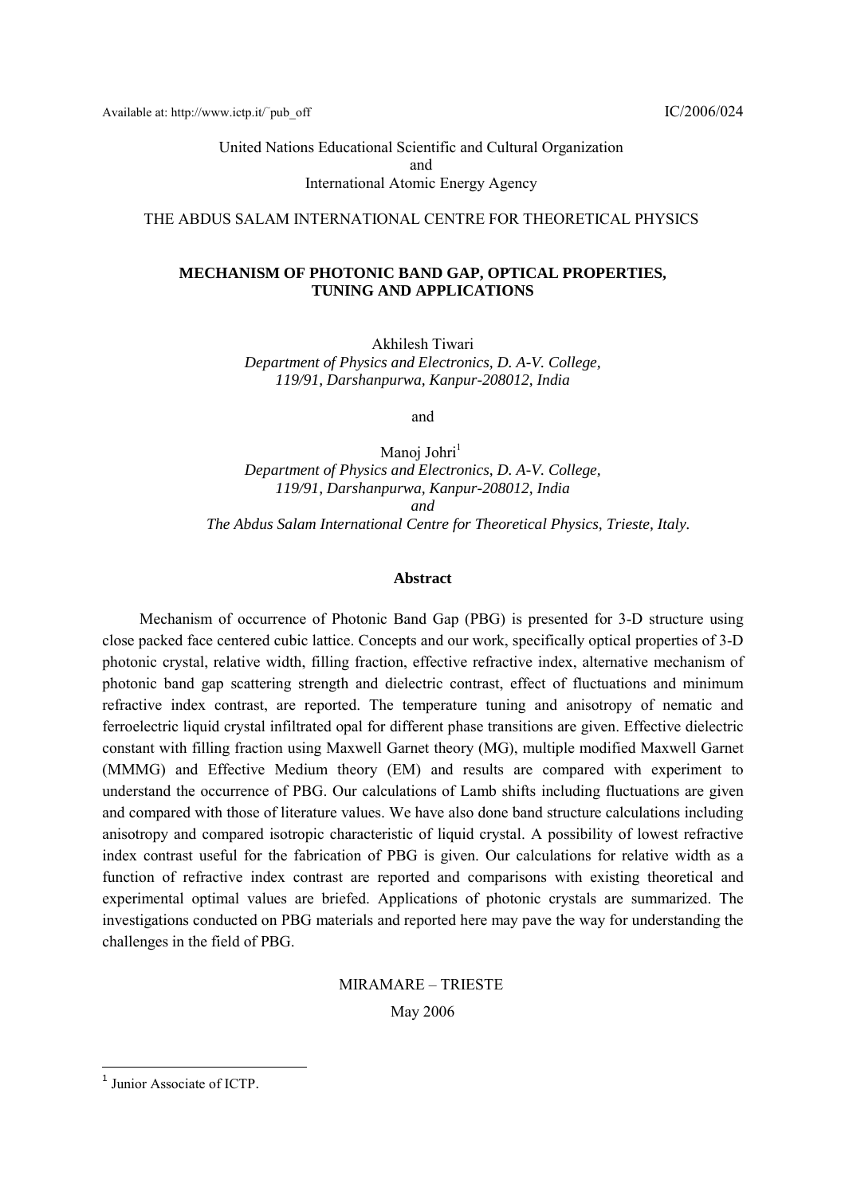Available at: http://www.ictp.it/~pub_off IC/2006/024

United Nations Educational Scientific and Cultural Organization
and
International Atomic Energy Agency

THE ABDUS SALAM INTERNATIONAL CENTRE FOR THEORETICAL PHYSICS

# MECHANISM OF PHOTONIC BAND GAP, OPTICAL PROPERTIES, TUNING AND APPLICATIONS

Akhilesh Tiwari
*Department of Physics and Electronics, D. A-V. College, 119/91, Darshanpurwa, Kanpur-208012, India*

and

Manoj Johri[1]
*Department of Physics and Electronics, D. A-V. College, 119/91, Darshanpurwa, Kanpur-208012, India*
*and*
*The Abdus Salam International Centre for Theoretical Physics, Trieste, Italy.*

## Abstract

Mechanism of occurrence of Photonic Band Gap (PBG) is presented for 3-D structure using close packed face centered cubic lattice. Concepts and our work, specifically optical properties of 3-D photonic crystal, relative width, filling fraction, effective refractive index, alternative mechanism of photonic band gap scattering strength and dielectric contrast, effect of fluctuations and minimum refractive index contrast, are reported. The temperature tuning and anisotropy of nematic and ferroelectric liquid crystal infiltrated opal for different phase transitions are given. Effective dielectric constant with filling fraction using Maxwell Garnet theory (MG), multiple modified Maxwell Garnet (MMMG) and Effective Medium theory (EM) and results are compared with experiment to understand the occurrence of PBG. Our calculations of Lamb shifts including fluctuations are given and compared with those of literature values. We have also done band structure calculations including anisotropy and compared isotropic characteristic of liquid crystal. A possibility of lowest refractive index contrast useful for the fabrication of PBG is given. Our calculations for relative width as a function of refractive index contrast are reported and comparisons with existing theoretical and experimental optimal values are briefed. Applications of photonic crystals are summarized. The investigations conducted on PBG materials and reported here may pave the way for understanding the challenges in the field of PBG.

MIRAMARE – TRIESTE

May 2006

[1] Junior Associate of ICTP.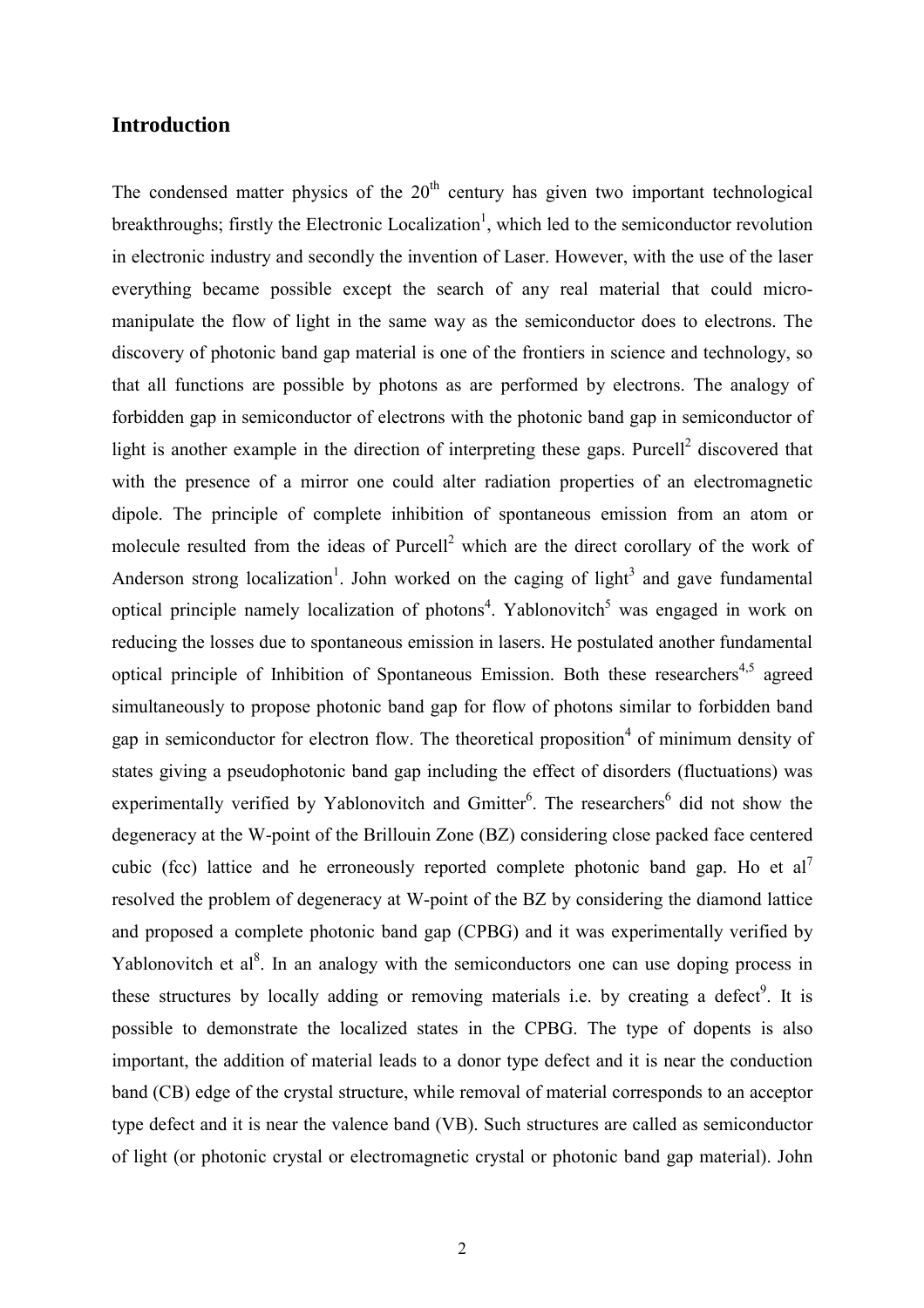## Introduction

The condensed matter physics of the $20^{th}$ century has given two important technological breakthroughs; firstly the Electronic Localization[1], which led to the semiconductor revolution in electronic industry and secondly the invention of Laser. However, with the use of the laser everything became possible except the search of any real material that could micro-manipulate the flow of light in the same way as the semiconductor does to electrons. The discovery of photonic band gap material is one of the frontiers in science and technology, so that all functions are possible by photons as are performed by electrons. The analogy of forbidden gap in semiconductor of electrons with the photonic band gap in semiconductor of light is another example in the direction of interpreting these gaps. Purcell[2] discovered that with the presence of a mirror one could alter radiation properties of an electromagnetic dipole. The principle of complete inhibition of spontaneous emission from an atom or molecule resulted from the ideas of Purcell[2] which are the direct corollary of the work of Anderson strong localization[1]. John worked on the caging of light[3] and gave fundamental optical principle namely localization of photons[4]. Yablonovitch[5] was engaged in work on reducing the losses due to spontaneous emission in lasers. He postulated another fundamental optical principle of Inhibition of Spontaneous Emission. Both these researchers[4,5] agreed simultaneously to propose photonic band gap for flow of photons similar to forbidden band gap in semiconductor for electron flow. The theoretical proposition[4] of minimum density of states giving a pseudophotonic band gap including the effect of disorders (fluctuations) was experimentally verified by Yablonovitch and Gmitter[6]. The researchers[6] did not show the degeneracy at the W-point of the Brillouin Zone (BZ) considering close packed face centered cubic (fcc) lattice and he erroneously reported complete photonic band gap. Ho et al[7] resolved the problem of degeneracy at W-point of the BZ by considering the diamond lattice and proposed a complete photonic band gap (CPBG) and it was experimentally verified by Yablonovitch et al[8]. In an analogy with the semiconductors one can use doping process in these structures by locally adding or removing materials i.e. by creating a defect[9]. It is possible to demonstrate the localized states in the CPBG. The type of dopents is also important, the addition of material leads to a donor type defect and it is near the conduction band (CB) edge of the crystal structure, while removal of material corresponds to an acceptor type defect and it is near the valence band (VB). Such structures are called as semiconductor of light (or photonic crystal or electromagnetic crystal or photonic band gap material). John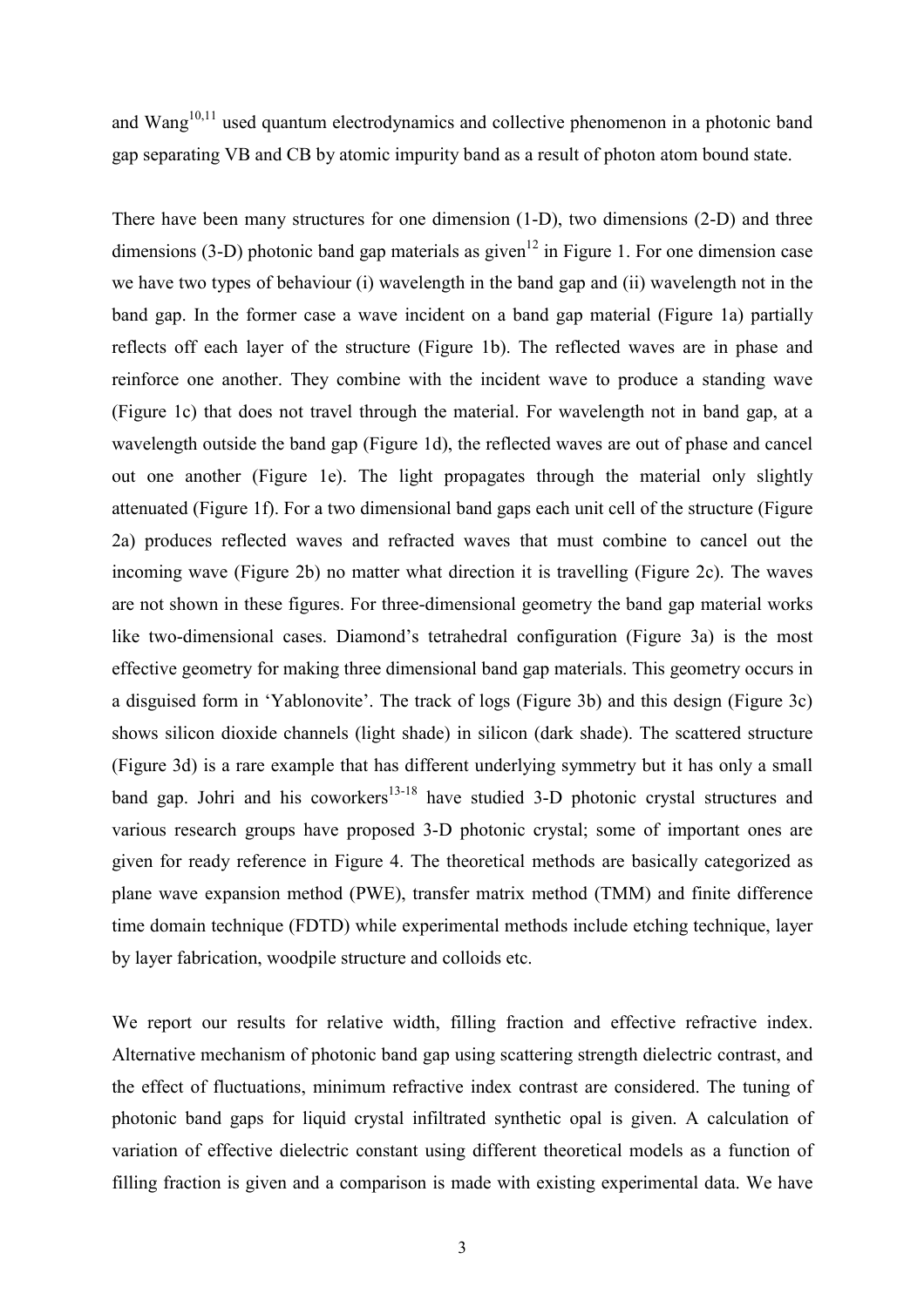and Wang[10,11] used quantum electrodynamics and collective phenomenon in a photonic band gap separating VB and CB by atomic impurity band as a result of photon atom bound state.

There have been many structures for one dimension (1-D), two dimensions (2-D) and three dimensions (3-D) photonic band gap materials as given[12] in Figure 1. For one dimension case we have two types of behaviour (i) wavelength in the band gap and (ii) wavelength not in the band gap. In the former case a wave incident on a band gap material (Figure 1a) partially reflects off each layer of the structure (Figure 1b). The reflected waves are in phase and reinforce one another. They combine with the incident wave to produce a standing wave (Figure 1c) that does not travel through the material. For wavelength not in band gap, at a wavelength outside the band gap (Figure 1d), the reflected waves are out of phase and cancel out one another (Figure 1e). The light propagates through the material only slightly attenuated (Figure 1f). For a two dimensional band gaps each unit cell of the structure (Figure 2a) produces reflected waves and refracted waves that must combine to cancel out the incoming wave (Figure 2b) no matter what direction it is travelling (Figure 2c). The waves are not shown in these figures. For three-dimensional geometry the band gap material works like two-dimensional cases. Diamond's tetrahedral configuration (Figure 3a) is the most effective geometry for making three dimensional band gap materials. This geometry occurs in a disguised form in 'Yablonovite'. The track of logs (Figure 3b) and this design (Figure 3c) shows silicon dioxide channels (light shade) in silicon (dark shade). The scattered structure (Figure 3d) is a rare example that has different underlying symmetry but it has only a small band gap. Johri and his coworkers[13-18] have studied 3-D photonic crystal structures and various research groups have proposed 3-D photonic crystal; some of important ones are given for ready reference in Figure 4. The theoretical methods are basically categorized as plane wave expansion method (PWE), transfer matrix method (TMM) and finite difference time domain technique (FDTD) while experimental methods include etching technique, layer by layer fabrication, woodpile structure and colloids etc.

We report our results for relative width, filling fraction and effective refractive index. Alternative mechanism of photonic band gap using scattering strength dielectric contrast, and the effect of fluctuations, minimum refractive index contrast are considered. The tuning of photonic band gaps for liquid crystal infiltrated synthetic opal is given. A calculation of variation of effective dielectric constant using different theoretical models as a function of filling fraction is given and a comparison is made with existing experimental data. We have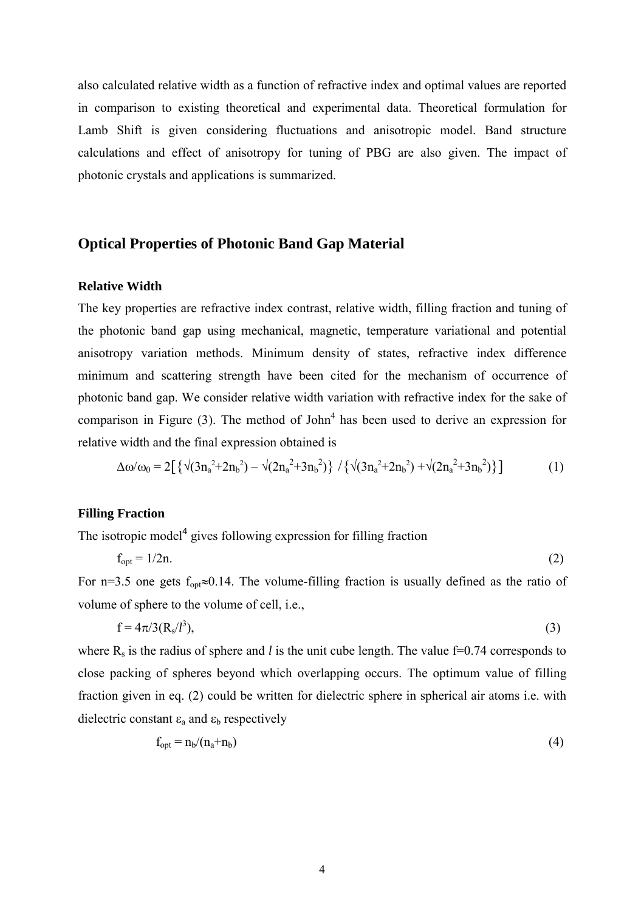also calculated relative width as a function of refractive index and optimal values are reported in comparison to existing theoretical and experimental data. Theoretical formulation for Lamb Shift is given considering fluctuations and anisotropic model. Band structure calculations and effect of anisotropy for tuning of PBG are also given. The impact of photonic crystals and applications is summarized.

## Optical Properties of Photonic Band Gap Material

### Relative Width

The key properties are refractive index contrast, relative width, filling fraction and tuning of the photonic band gap using mechanical, magnetic, temperature variational and potential anisotropy variation methods. Minimum density of states, refractive index difference minimum and scattering strength have been cited for the mechanism of occurrence of photonic band gap. We consider relative width variation with refractive index for the sake of comparison in Figure (3). The method of John[4] has been used to derive an expression for relative width and the final expression obtained is

$$\Delta\omega/\omega_0 = 2\left[\{\sqrt{(3n_a^2+2n_b^2)} - \sqrt{(2n_a^2+3n_b^2)}\} / \{\sqrt{(3n_a^2+2n_b^2)} + \sqrt{(2n_a^2+3n_b^2)}\}\right] \quad (1)$$

### Filling Fraction

The isotropic model[4] gives following expression for filling fraction

$$f_{opt} = 1/2n. \quad (2)$$

For n=3.5 one gets $f_{opt} \approx 0.14$. The volume-filling fraction is usually defined as the ratio of volume of sphere to the volume of cell, i.e.,

$$f = 4\pi/3(R_s/l^3), \quad (3)$$

where $R_s$ is the radius of sphere and $l$ is the unit cube length. The value f=0.74 corresponds to close packing of spheres beyond which overlapping occurs. The optimum value of filling fraction given in eq. (2) could be written for dielectric sphere in spherical air atoms i.e. with dielectric constant $\varepsilon_a$ and $\varepsilon_b$ respectively

$$f_{opt} = n_b/(n_a+n_b) \quad (4)$$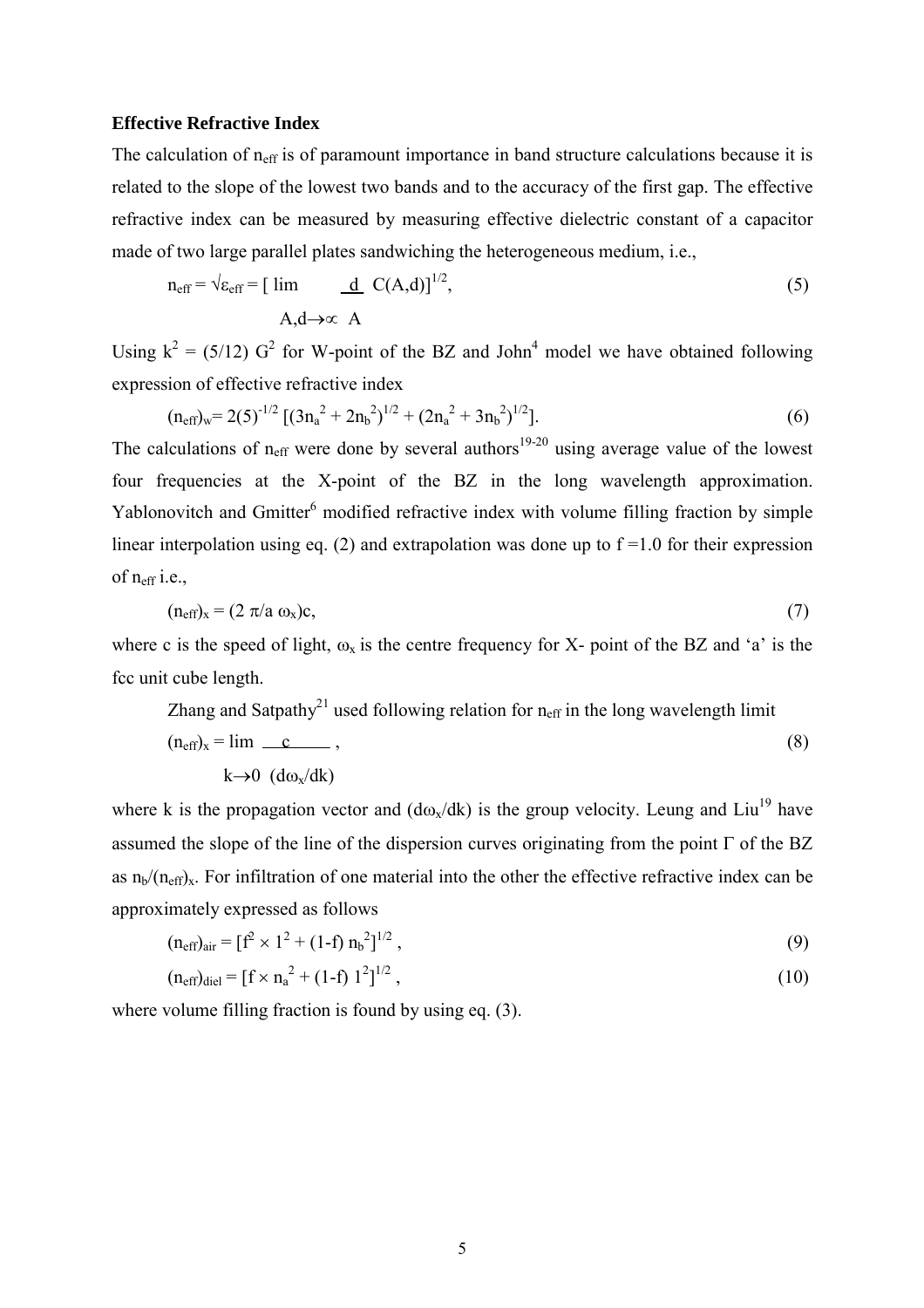**Effective Refractive Index**

The calculation of $n_{eff}$ is of paramount importance in band structure calculations because it is related to the slope of the lowest two bands and to the accuracy of the first gap. The effective refractive index can be measured by measuring effective dielectric constant of a capacitor made of two large parallel plates sandwiching the heterogeneous medium, i.e.,

$$n_{eff} = \sqrt{\varepsilon_{eff}} = \left[ \lim_{A,d\to\infty} \frac{d}{A} C(A,d) \right]^{1/2}, \tag{5}$$

Using $k^2 = (5/12)\, G^2$ for W-point of the BZ and John[4] model we have obtained following expression of effective refractive index

$$(n_{eff})_w = 2(5)^{-1/2} \left[ (3n_a^2 + 2n_b^2)^{1/2} + (2n_a^2 + 3n_b^2)^{1/2} \right]. \tag{6}$$

The calculations of $n_{eff}$ were done by several authors[19-20] using average value of the lowest four frequencies at the X-point of the BZ in the long wavelength approximation. Yablonovitch and Gmitter[6] modified refractive index with volume filling fraction by simple linear interpolation using eq. (2) and extrapolation was done up to f =1.0 for their expression of $n_{eff}$ i.e.,

$$(n_{eff})_x = (2\, \pi/a\, \omega_x)c, \tag{7}$$

where c is the speed of light, $\omega_x$ is the centre frequency for X- point of the BZ and 'a' is the fcc unit cube length.

Zhang and Satpathy[21] used following relation for $n_{eff}$ in the long wavelength limit

$$(n_{eff})_x = \lim_{k\to 0} \frac{c}{(d\omega_x/dk)}, \tag{8}$$

where k is the propagation vector and $(d\omega_x/dk)$ is the group velocity. Leung and Liu[19] have assumed the slope of the line of the dispersion curves originating from the point $\Gamma$ of the BZ as $n_b/(n_{eff})_x$. For infiltration of one material into the other the effective refractive index can be approximately expressed as follows

$$(n_{eff})_{air} = [f^2 \times 1^2 + (1\text{-}f)\, n_b^2]^{1/2}, \tag{9}$$

$$(n_{eff})_{diel} = [f \times n_a^2 + (1\text{-}f)\, 1^2]^{1/2}, \tag{10}$$

where volume filling fraction is found by using eq. (3).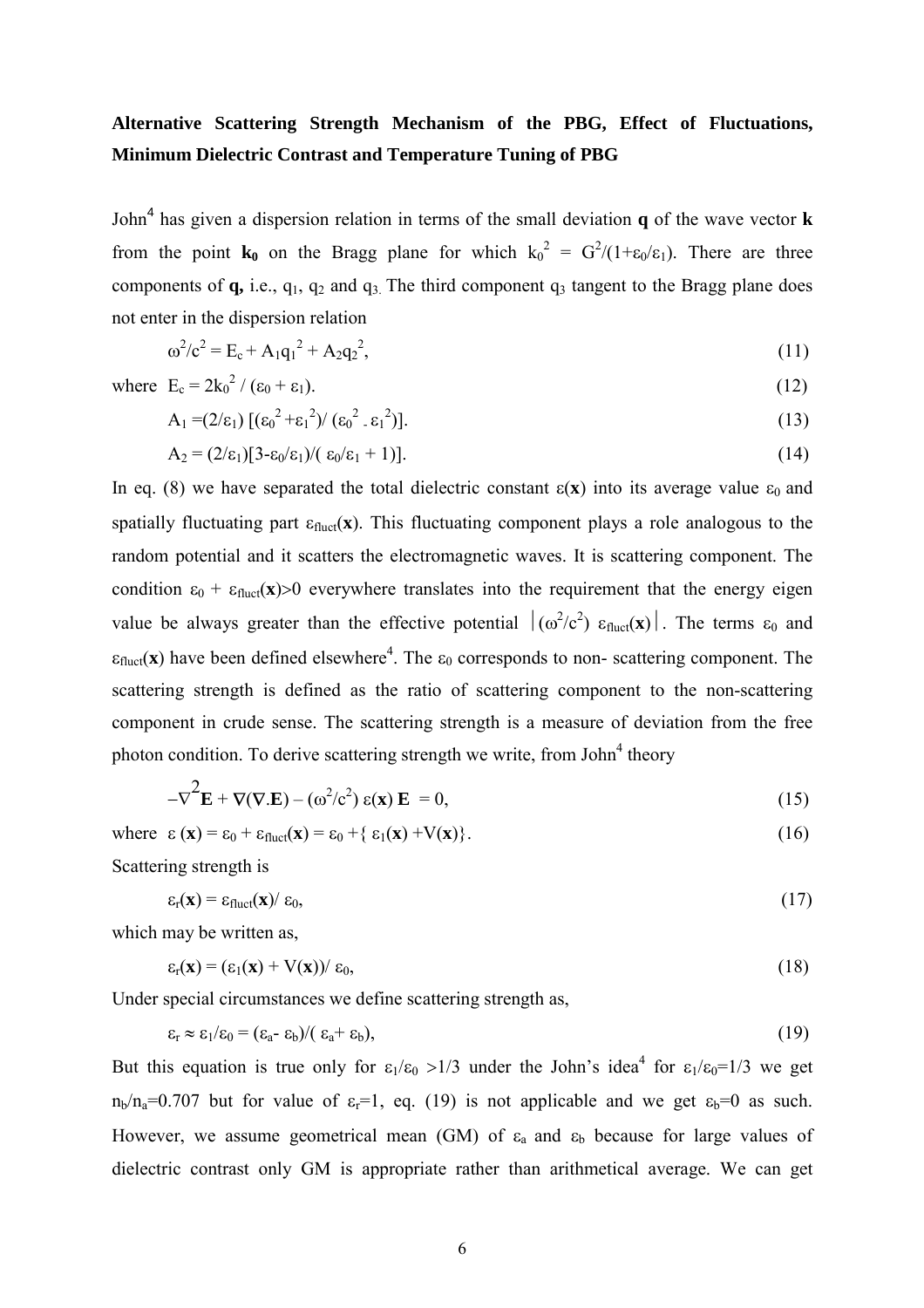**Alternative Scattering Strength Mechanism of the PBG, Effect of Fluctuations, Minimum Dielectric Contrast and Temperature Tuning of PBG**

John[4] has given a dispersion relation in terms of the small deviation **q** of the wave vector **k** from the point $\mathbf{k_0}$ on the Bragg plane for which $k_0^2 = G^2/(1+\varepsilon_0/\varepsilon_1)$. There are three components of **q,** i.e., $q_1$, $q_2$ and $q_3$. The third component $q_3$ tangent to the Bragg plane does not enter in the dispersion relation

$$\omega^2/c^2 = E_c + A_1 q_1^2 + A_2 q_2^2, \tag{11}$$

where $E_c = 2k_0^2 / (\varepsilon_0 + \varepsilon_1)$. (12)

$$A_1 = (2/\varepsilon_1)\,[(\varepsilon_0^2 + \varepsilon_1^2)/ (\varepsilon_0^2 - \varepsilon_1^2)]. \tag{13}$$

$$A_2 = (2/\varepsilon_1)[3 - \varepsilon_0/\varepsilon_1)/( \varepsilon_0/\varepsilon_1 + 1)]. \tag{14}$$

In eq. (8) we have separated the total dielectric constant $\varepsilon(\mathbf{x})$ into its average value $\varepsilon_0$ and spatially fluctuating part $\varepsilon_{fluct}(\mathbf{x})$. This fluctuating component plays a role analogous to the random potential and it scatters the electromagnetic waves. It is scattering component. The condition $\varepsilon_0 + \varepsilon_{fluct}(\mathbf{x}) > 0$ everywhere translates into the requirement that the energy eigen value be always greater than the effective potential $|(\omega^2/c^2)\ \varepsilon_{fluct}(\mathbf{x})|$. The terms $\varepsilon_0$ and $\varepsilon_{fluct}(\mathbf{x})$ have been defined elsewhere[4]. The $\varepsilon_0$ corresponds to non- scattering component. The scattering strength is defined as the ratio of scattering component to the non-scattering component in crude sense. The scattering strength is a measure of deviation from the free photon condition. To derive scattering strength we write, from John[4] theory

$$-\nabla^2\mathbf{E} + \nabla(\nabla.\mathbf{E}) - (\omega^2/c^2)\ \varepsilon(\mathbf{x})\ \mathbf{E} = 0, \tag{15}$$

where $\varepsilon(\mathbf{x}) = \varepsilon_0 + \varepsilon_{fluct}(\mathbf{x}) = \varepsilon_0 + \{ \varepsilon_1(\mathbf{x}) + V(\mathbf{x})\}$. (16)

Scattering strength is

$$\varepsilon_r(\mathbf{x}) = \varepsilon_{fluct}(\mathbf{x})/ \varepsilon_0, \tag{17}$$

which may be written as,

$$\varepsilon_r(\mathbf{x}) = (\varepsilon_1(\mathbf{x}) + V(\mathbf{x}))/ \varepsilon_0, \tag{18}$$

Under special circumstances we define scattering strength as,

$$\varepsilon_r \approx \varepsilon_1/\varepsilon_0 = (\varepsilon_a - \varepsilon_b)/( \varepsilon_a + \varepsilon_b), \tag{19}$$

But this equation is true only for $\varepsilon_1/\varepsilon_0 > 1/3$ under the John's idea[4] for $\varepsilon_1/\varepsilon_0 = 1/3$ we get $n_b/n_a = 0.707$ but for value of $\varepsilon_r = 1$, eq. (19) is not applicable and we get $\varepsilon_b = 0$ as such. However, we assume geometrical mean (GM) of $\varepsilon_a$ and $\varepsilon_b$ because for large values of dielectric contrast only GM is appropriate rather than arithmetical average. We can get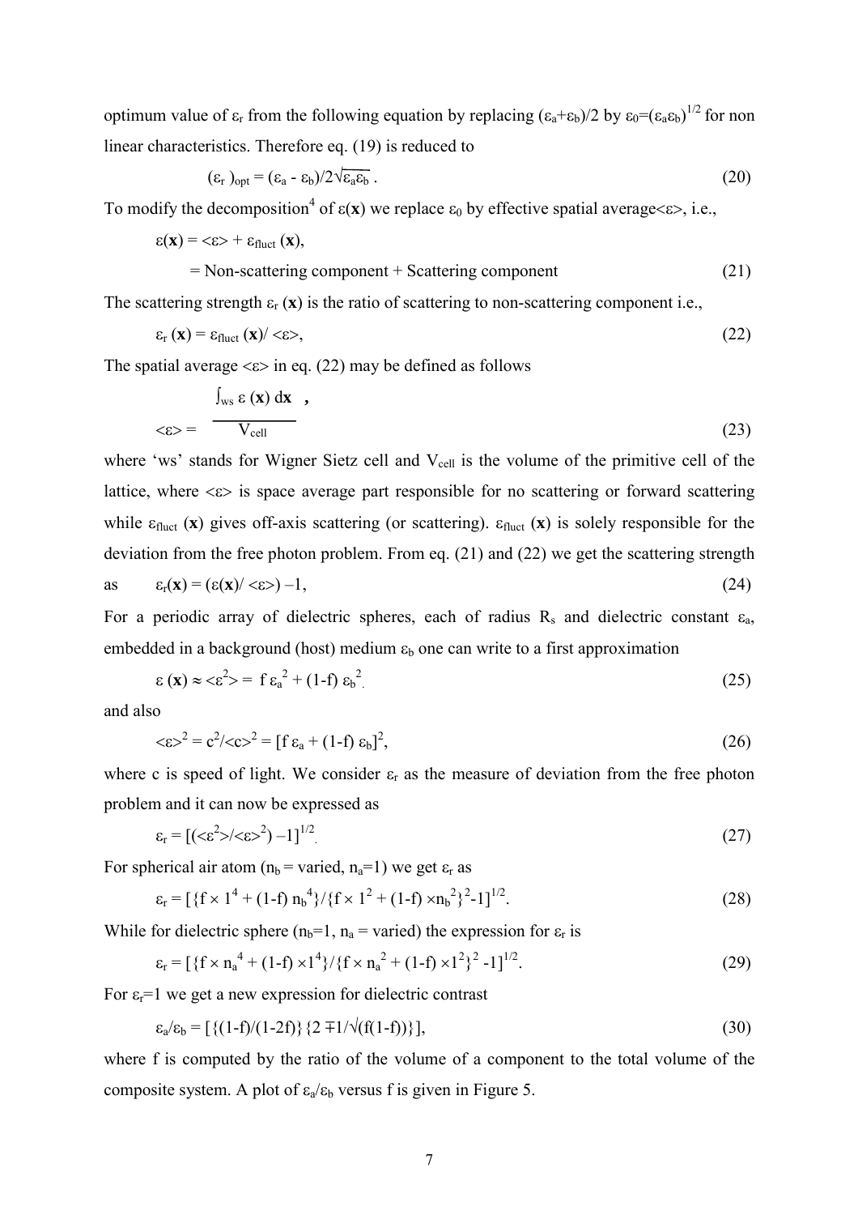optimum value of $\varepsilon_r$ from the following equation by replacing $(\varepsilon_a+\varepsilon_b)/2$ by $\varepsilon_0=(\varepsilon_a\varepsilon_b)^{1/2}$ for non linear characteristics. Therefore eq. (19) is reduced to

$$(\varepsilon_r)_{opt} = (\varepsilon_a - \varepsilon_b)/2\sqrt{\varepsilon_a\varepsilon_b}\,. \tag{20}$$

To modify the decomposition[4] of $\varepsilon(\mathbf{x})$ we replace $\varepsilon_0$ by effective spatial average $\langle\varepsilon\rangle$, i.e.,

$$\varepsilon(\mathbf{x}) = \langle\varepsilon\rangle + \varepsilon_{fluct}(\mathbf{x}),$$

$$= \text{Non-scattering component} + \text{Scattering component} \tag{21}$$

The scattering strength $\varepsilon_r(\mathbf{x})$ is the ratio of scattering to non-scattering component i.e.,

$$\varepsilon_r(\mathbf{x}) = \varepsilon_{fluct}(\mathbf{x})/\langle\varepsilon\rangle, \tag{22}$$

The spatial average $\langle\varepsilon\rangle$ in eq. (22) may be defined as follows

$$\langle\varepsilon\rangle = \frac{\int_{ws} \varepsilon(\mathbf{x})\, d\mathbf{x}}{V_{cell}}, \tag{23}$$

where 'ws' stands for Wigner Sietz cell and $V_{cell}$ is the volume of the primitive cell of the lattice, where $\langle\varepsilon\rangle$ is space average part responsible for no scattering or forward scattering while $\varepsilon_{fluct}(\mathbf{x})$ gives off-axis scattering (or scattering). $\varepsilon_{fluct}(\mathbf{x})$ is solely responsible for the deviation from the free photon problem. From eq. (21) and (22) we get the scattering strength as

$$\varepsilon_r(\mathbf{x}) = (\varepsilon(\mathbf{x})/\langle\varepsilon\rangle) - 1, \tag{24}$$

For a periodic array of dielectric spheres, each of radius $R_s$ and dielectric constant $\varepsilon_a$, embedded in a background (host) medium $\varepsilon_b$ one can write to a first approximation

$$\varepsilon(\mathbf{x}) \approx \langle\varepsilon^2\rangle = f\,\varepsilon_a^2 + (1-f)\,\varepsilon_b^2. \tag{25}$$

and also

$$\langle\varepsilon\rangle^2 = c^2/\langle c\rangle^2 = [f\,\varepsilon_a + (1-f)\,\varepsilon_b]^2, \tag{26}$$

where c is speed of light. We consider $\varepsilon_r$ as the measure of deviation from the free photon problem and it can now be expressed as

$$\varepsilon_r = [(\langle\varepsilon^2\rangle/\langle\varepsilon\rangle^2) - 1]^{1/2}. \tag{27}$$

For spherical air atom ($n_b$ = varied, $n_a$=1) we get $\varepsilon_r$ as

$$\varepsilon_r = [\{f \times 1^4 + (1-f)\, n_b^4\}/\{f \times 1^2 + (1-f) \times n_b^2\}^2 - 1]^{1/2}. \tag{28}$$

While for dielectric sphere ($n_b$=1, $n_a$ = varied) the expression for $\varepsilon_r$ is

$$\varepsilon_r = [\{f \times n_a^4 + (1-f) \times 1^4\}/\{f \times n_a^2 + (1-f) \times 1^2\}^2 - 1]^{1/2}. \tag{29}$$

For $\varepsilon_r$=1 we get a new expression for dielectric contrast

$$\varepsilon_a/\varepsilon_b = [\{(1-f)/(1-2f)\}\{2 \mp 1/\sqrt{(f(1-f))}\}], \tag{30}$$

where f is computed by the ratio of the volume of a component to the total volume of the composite system. A plot of $\varepsilon_a/\varepsilon_b$ versus f is given in Figure 5.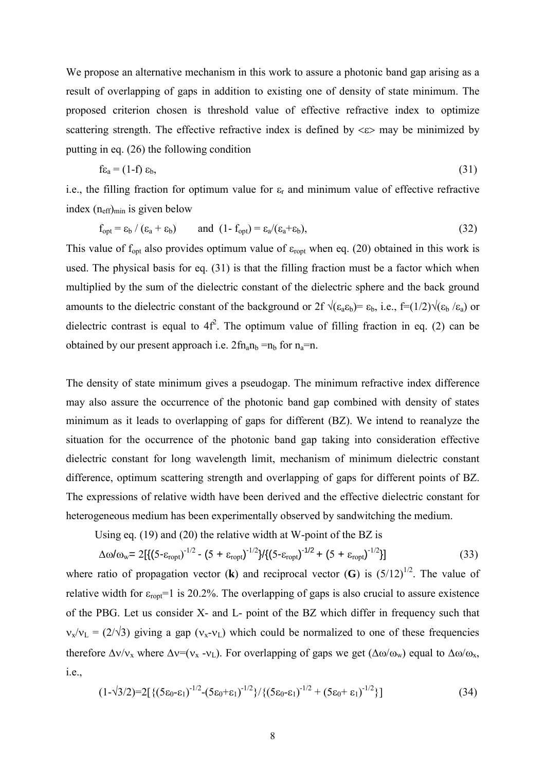We propose an alternative mechanism in this work to assure a photonic band gap arising as a result of overlapping of gaps in addition to existing one of density of state minimum. The proposed criterion chosen is threshold value of effective refractive index to optimize scattering strength. The effective refractive index is defined by $<\varepsilon>$ may be minimized by putting in eq. (26) the following condition

$$f\varepsilon_a = (1\text{-}f)\ \varepsilon_b, \tag{31}$$

i.e., the filling fraction for optimum value for $\varepsilon_r$ and minimum value of effective refractive index $(n_{eff})_{min}$ is given below

$$f_{opt} = \varepsilon_b / (\varepsilon_a + \varepsilon_b) \qquad \text{and} \quad (1\text{-}\ f_{opt}) = \varepsilon_a/(\varepsilon_a+\varepsilon_b), \tag{32}$$

This value of $f_{opt}$ also provides optimum value of $\varepsilon_{ropt}$ when eq. (20) obtained in this work is used. The physical basis for eq. (31) is that the filling fraction must be a factor which when multiplied by the sum of the dielectric constant of the dielectric sphere and the back ground amounts to the dielectric constant of the background or $2f\sqrt{(\varepsilon_a\varepsilon_b)} = \varepsilon_b$, i.e., $f=(1/2)\sqrt{(\varepsilon_b/\varepsilon_a)}$ or dielectric contrast is equal to $4f^2$. The optimum value of filling fraction in eq. (2) can be obtained by our present approach i.e. $2fn_an_b = n_b$ for $n_a=n$.

The density of state minimum gives a pseudogap. The minimum refractive index difference may also assure the occurrence of the photonic band gap combined with density of states minimum as it leads to overlapping of gaps for different (BZ). We intend to reanalyze the situation for the occurrence of the photonic band gap taking into consideration effective dielectric constant for long wavelength limit, mechanism of minimum dielectric constant difference, optimum scattering strength and overlapping of gaps for different points of BZ. The expressions of relative width have been derived and the effective dielectric constant for heterogeneous medium has been experimentally observed by sandwitching the medium.

Using eq. (19) and (20) the relative width at W-point of the BZ is

$$\Delta\omega/\omega_w = 2[\{(5\text{-}\varepsilon_{ropt})^{-1/2} - (5 + \varepsilon_{ropt})^{-1/2}\}/\{(5\text{-}\varepsilon_{ropt})^{-1/2} + (5 + \varepsilon_{ropt})^{-1/2}\}] \tag{33}$$

where ratio of propagation vector (**k**) and reciprocal vector (**G**) is $(5/12)^{1/2}$. The value of relative width for $\varepsilon_{ropt}=1$ is 20.2%. The overlapping of gaps is also crucial to assure existence of the PBG. Let us consider X- and L- point of the BZ which differ in frequency such that $\nu_x/\nu_L = (2/\sqrt{3})$ giving a gap $(\nu_x\text{-}\nu_L)$ which could be normalized to one of these frequencies therefore $\Delta\nu/\nu_x$ where $\Delta\nu=(\nu_x - \nu_L)$. For overlapping of gaps we get $(\Delta\omega/\omega_w)$ equal to $\Delta\omega/\omega_x$, i.e.,

$$(1\text{-}\sqrt{3}/2)=2[\{(5\varepsilon_0\text{-}\varepsilon_1)^{-1/2}\text{-}(5\varepsilon_0+\varepsilon_1)^{-1/2}\}/\{(5\varepsilon_0\text{-}\varepsilon_1)^{-1/2} + (5\varepsilon_0+ \varepsilon_1)^{-1/2}\}] \tag{34}$$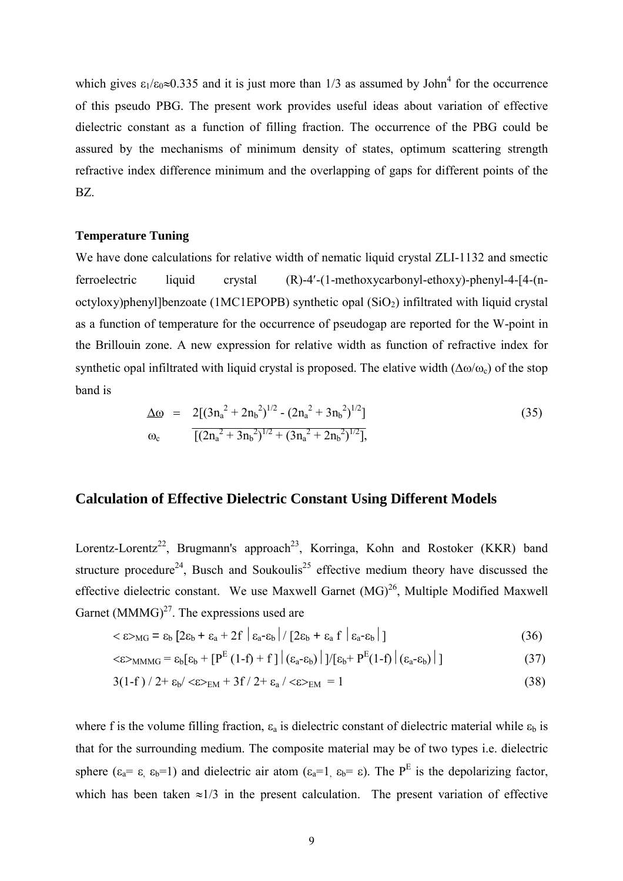which gives $\varepsilon_1/\varepsilon_0 \approx 0.335$ and it is just more than 1/3 as assumed by John[4] for the occurrence of this pseudo PBG. The present work provides useful ideas about variation of effective dielectric constant as a function of filling fraction. The occurrence of the PBG could be assured by the mechanisms of minimum density of states, optimum scattering strength refractive index difference minimum and the overlapping of gaps for different points of the BZ.

**Temperature Tuning**

We have done calculations for relative width of nematic liquid crystal ZLI-1132 and smectic ferroelectric liquid crystal (R)-4′-(1-methoxycarbonyl-ethoxy)-phenyl-4-[4-(n-octyloxy)phenyl]benzoate (1MC1EPOPB) synthetic opal ($SiO_2$) infiltrated with liquid crystal as a function of temperature for the occurrence of pseudogap are reported for the W-point in the Brillouin zone. A new expression for relative width as function of refractive index for synthetic opal infiltrated with liquid crystal is proposed. The elative width ($\Delta\omega/\omega_c$) of the stop band is

$$\frac{\Delta\omega}{\omega_c} = \frac{2[(3n_a^2 + 2n_b^2)^{1/2} - (2n_a^2 + 3n_b^2)^{1/2}]}{[(2n_a^2 + 3n_b^2)^{1/2} + (3n_a^2 + 2n_b^2)^{1/2}]}, \tag{35}$$

## Calculation of Effective Dielectric Constant Using Different Models

Lorentz-Lorentz[22], Brugmann's approach[23], Korringa, Kohn and Rostoker (KKR) band structure procedure[24], Busch and Soukoulis[25] effective medium theory have discussed the effective dielectric constant. We use Maxwell Garnet (MG)[26], Multiple Modified Maxwell Garnet (MMMG)[27]. The expressions used are

$$<\varepsilon>_{MG} = \varepsilon_b\,[2\varepsilon_b + \varepsilon_a + 2f\,|\varepsilon_a-\varepsilon_b|\,/\,[2\varepsilon_b + \varepsilon_a\, f\,|\varepsilon_a-\varepsilon_b|\,] \tag{36}$$

$$<\varepsilon>_{MMMG} = \varepsilon_b[\varepsilon_b + [P^E(1-f) + f\,]\,|(\varepsilon_a-\varepsilon_b)|\,]/[\varepsilon_b + P^E(1-f)\,|(\varepsilon_a-\varepsilon_b)|\,] \tag{37}$$

$$3(1-f)\,/\,2 + \varepsilon_b/<\varepsilon>_{EM} + 3f\,/\,2 + \varepsilon_a\,/<\varepsilon>_{EM} = 1 \tag{38}$$

where f is the volume filling fraction, $\varepsilon_a$ is dielectric constant of dielectric material while $\varepsilon_b$ is that for the surrounding medium. The composite material may be of two types i.e. dielectric sphere ($\varepsilon_a = \varepsilon$, $\varepsilon_b=1$) and dielectric air atom ($\varepsilon_a=1$, $\varepsilon_b = \varepsilon$). The $P^E$ is the depolarizing factor, which has been taken $\approx 1/3$ in the present calculation. The present variation of effective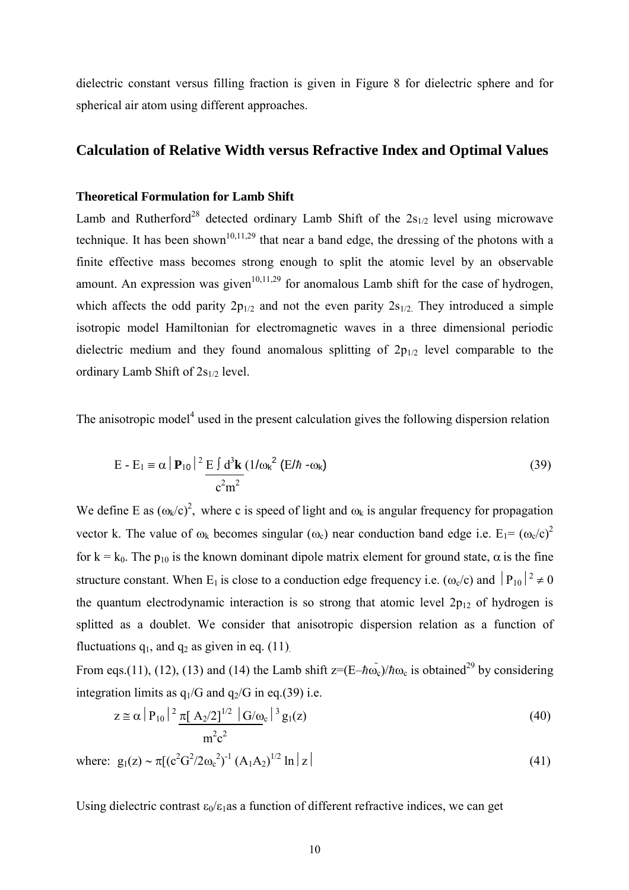dielectric constant versus filling fraction is given in Figure 8 for dielectric sphere and for spherical air atom using different approaches.

## Calculation of Relative Width versus Refractive Index and Optimal Values

### Theoretical Formulation for Lamb Shift

Lamb and Rutherford[28] detected ordinary Lamb Shift of the $2s_{1/2}$ level using microwave technique. It has been shown[10,11,29] that near a band edge, the dressing of the photons with a finite effective mass becomes strong enough to split the atomic level by an observable amount. An expression was given[10,11,29] for anomalous Lamb shift for the case of hydrogen, which affects the odd parity $2p_{1/2}$ and not the even parity $2s_{1/2.}$ They introduced a simple isotropic model Hamiltonian for electromagnetic waves in a three dimensional periodic dielectric medium and they found anomalous splitting of $2p_{1/2}$ level comparable to the ordinary Lamb Shift of $2s_{1/2}$ level.

The anisotropic model[4] used in the present calculation gives the following dispersion relation

$$E - E_1 \equiv \alpha \left| \mathbf{P}_{10} \right|^2 \frac{E \int d^3\mathbf{k}}{c^2 m^2} \left(1/\omega_k^2 \left(E/\hbar - \omega_k\right)\right) \tag{39}$$

We define E as $(\omega_k/c)^2$, where c is speed of light and $\omega_k$ is angular frequency for propagation vector k. The value of $\omega_k$ becomes singular ($\omega_c$) near conduction band edge i.e. $E_1 = (\omega_c/c)^2$ for $k = k_0$. The $p_{10}$ is the known dominant dipole matrix element for ground state, $\alpha$ is the fine structure constant. When $E_1$ is close to a conduction edge frequency i.e. $(\omega_c/c)$ and $\left|P_{10}\right|^2 \neq 0$ the quantum electrodynamic interaction is so strong that atomic level $2p_{12}$ of hydrogen is splitted as a doublet. We consider that anisotropic dispersion relation as a function of fluctuations $q_1$, and $q_2$ as given in eq. (11).

From eqs.(11), (12), (13) and (14) the Lamb shift $z = (E - \hbar\tilde{\omega}_c)/\hbar\omega_c$ is obtained[29] by considering integration limits as $q_1/G$ and $q_2/G$ in eq.(39) i.e.

$$z \cong \alpha \left| P_{10} \right|^2 \frac{\pi [A_2/2]^{1/2} \left| G/\omega_c \right|^3}{m^2 c^2} g_1(z) \tag{40}$$

where: $g_1(z) \sim \pi[(c^2 G^2 / 2\omega_c^2)^{-1} (A_1 A_2)^{1/2} \ln \left| z \right|$ (41)

Using dielectric contrast $\varepsilon_0/\varepsilon_1$as a function of different refractive indices, we can get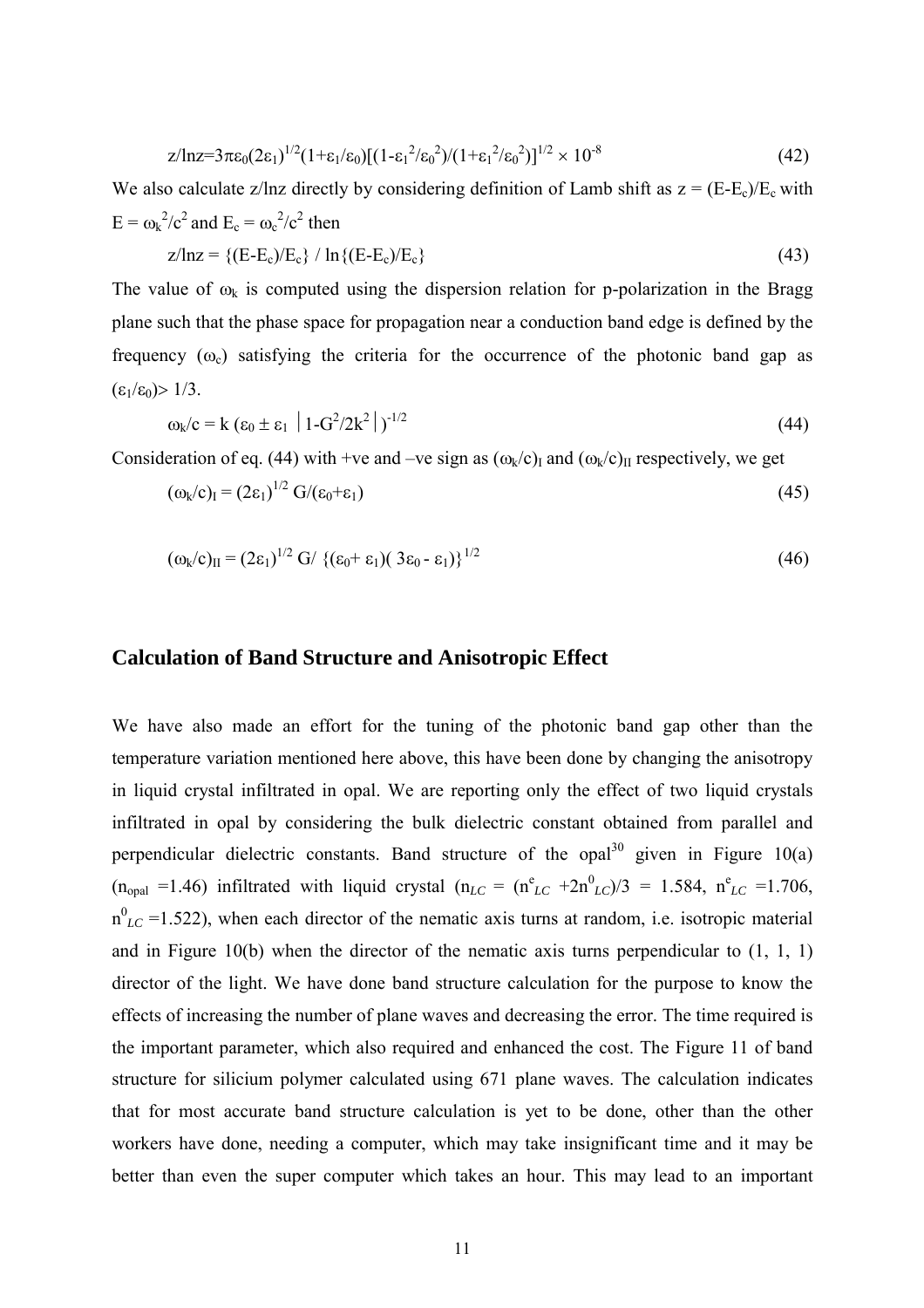$$z/\ln z = 3\pi\varepsilon_0(2\varepsilon_1)^{1/2}(1+\varepsilon_1/\varepsilon_0)[(1-\varepsilon_1^2/\varepsilon_0^2)/(1+\varepsilon_1^2/\varepsilon_0^2)]^{1/2} \times 10^{-8} \tag{42}$$

We also calculate z/lnz directly by considering definition of Lamb shift as $z = (E-E_c)/E_c$ with $E = \omega_k^2/c^2$ and $E_c = \omega_c^2/c^2$ then

$$z/\ln z = \{(E-E_c)/E_c\} / \ln\{(E-E_c)/E_c\} \tag{43}$$

The value of $\omega_k$ is computed using the dispersion relation for p-polarization in the Bragg plane such that the phase space for propagation near a conduction band edge is defined by the frequency ($\omega_c$) satisfying the criteria for the occurrence of the photonic band gap as $(\varepsilon_1/\varepsilon_0) > 1/3$.

$$\omega_k/c = k\,(\varepsilon_0 \pm \varepsilon_1\ |1-G^2/2k^2|)^{-1/2} \tag{44}$$

Consideration of eq. (44) with +ve and –ve sign as $(\omega_k/c)_I$ and $(\omega_k/c)_{II}$ respectively, we get

$$(\omega_k/c)_I = (2\varepsilon_1)^{1/2}\, G/(\varepsilon_0+\varepsilon_1) \tag{45}$$

$$(\omega_k/c)_{II} = (2\varepsilon_1)^{1/2}\, G/\{(\varepsilon_0+\varepsilon_1)(3\varepsilon_0 - \varepsilon_1)\}^{1/2} \tag{46}$$

## Calculation of Band Structure and Anisotropic Effect

We have also made an effort for the tuning of the photonic band gap other than the temperature variation mentioned here above, this have been done by changing the anisotropy in liquid crystal infiltrated in opal. We are reporting only the effect of two liquid crystals infiltrated in opal by considering the bulk dielectric constant obtained from parallel and perpendicular dielectric constants. Band structure of the opal[30] given in Figure 10(a) ($n_{opal}$ =1.46) infiltrated with liquid crystal ($n_{LC} = (n^e_{LC} + 2n^0_{LC})/3 = 1.584$, $n^e_{LC}$ =1.706, $n^0_{LC}$ =1.522), when each director of the nematic axis turns at random, i.e. isotropic material and in Figure 10(b) when the director of the nematic axis turns perpendicular to (1, 1, 1) director of the light. We have done band structure calculation for the purpose to know the effects of increasing the number of plane waves and decreasing the error. The time required is the important parameter, which also required and enhanced the cost. The Figure 11 of band structure for silicium polymer calculated using 671 plane waves. The calculation indicates that for most accurate band structure calculation is yet to be done, other than the other workers have done, needing a computer, which may take insignificant time and it may be better than even the super computer which takes an hour. This may lead to an important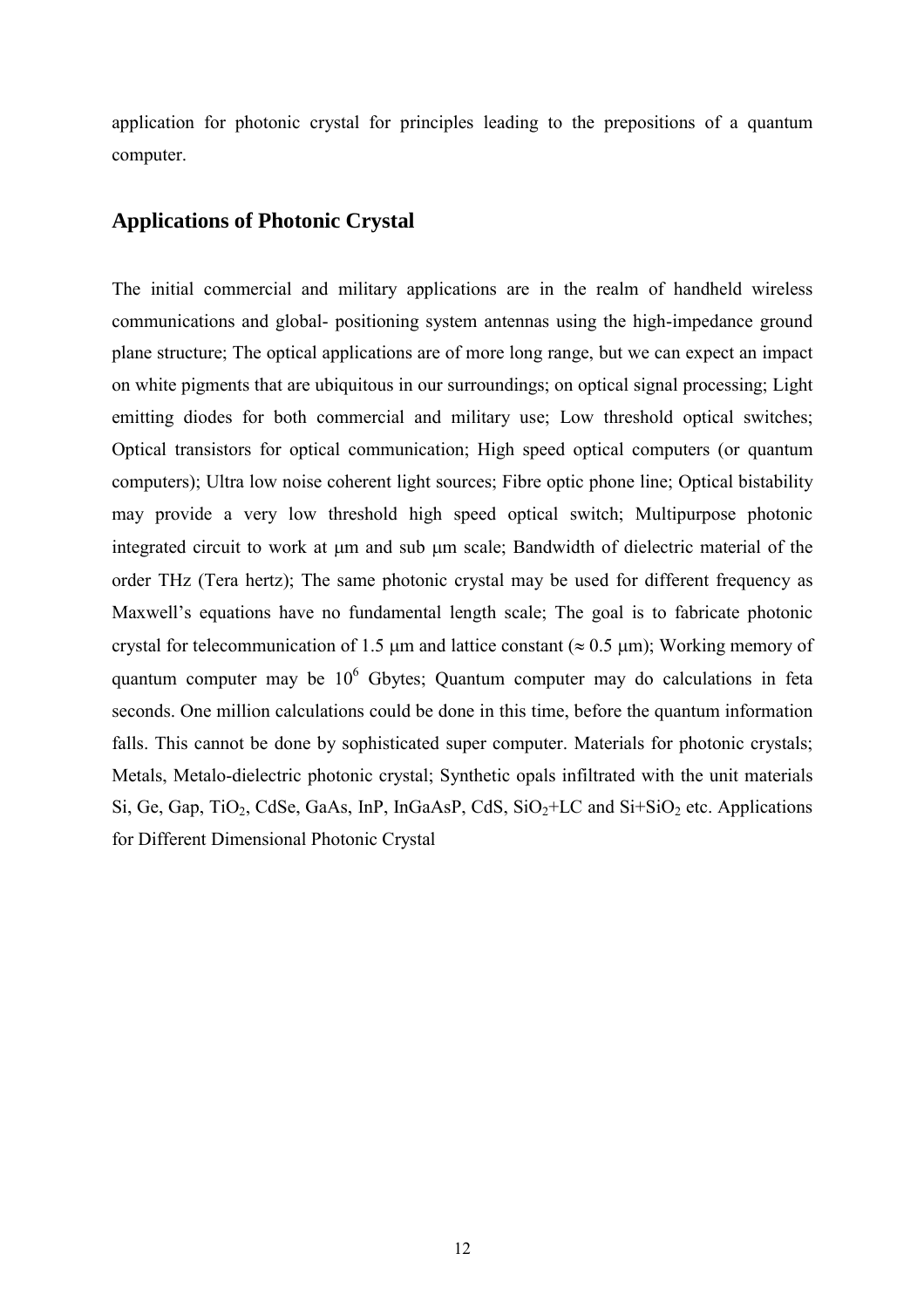application for photonic crystal for principles leading to the prepositions of a quantum computer.

## Applications of Photonic Crystal

The initial commercial and military applications are in the realm of handheld wireless communications and global- positioning system antennas using the high-impedance ground plane structure; The optical applications are of more long range, but we can expect an impact on white pigments that are ubiquitous in our surroundings; on optical signal processing; Light emitting diodes for both commercial and military use; Low threshold optical switches; Optical transistors for optical communication; High speed optical computers (or quantum computers); Ultra low noise coherent light sources; Fibre optic phone line; Optical bistability may provide a very low threshold high speed optical switch; Multipurpose photonic integrated circuit to work at μm and sub μm scale; Bandwidth of dielectric material of the order THz (Tera hertz); The same photonic crystal may be used for different frequency as Maxwell's equations have no fundamental length scale; The goal is to fabricate photonic crystal for telecommunication of 1.5 μm and lattice constant ($\approx 0.5$ μm); Working memory of quantum computer may be $10^6$ Gbytes; Quantum computer may do calculations in feta seconds. One million calculations could be done in this time, before the quantum information falls. This cannot be done by sophisticated super computer. Materials for photonic crystals; Metals, Metalo-dielectric photonic crystal; Synthetic opals infiltrated with the unit materials Si, Ge, Gap, $TiO_2$, CdSe, GaAs, InP, InGaAsP, CdS, $SiO_2$+LC and Si+$SiO_2$ etc. Applications for Different Dimensional Photonic Crystal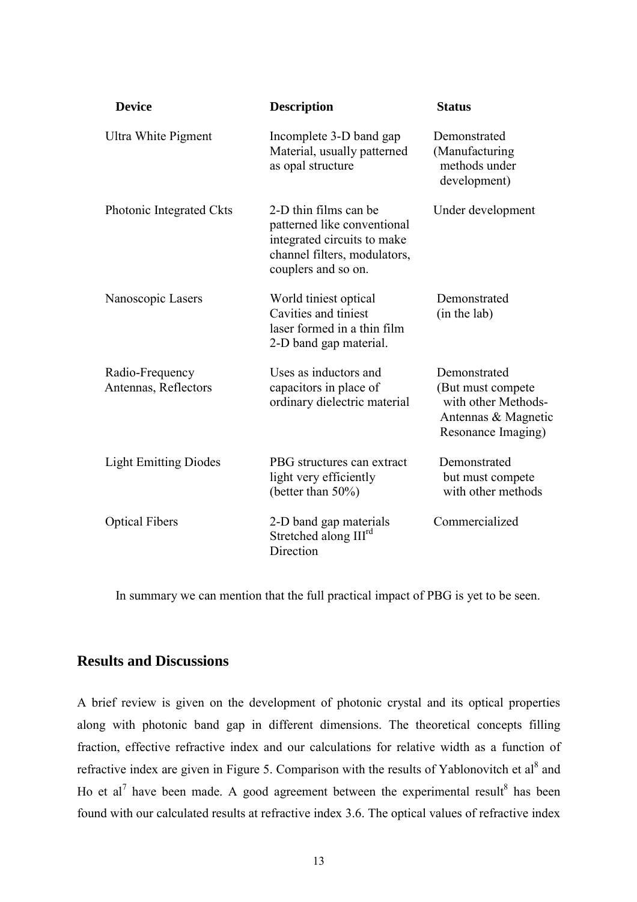| Device | Description | Status |
|---|---|---|
| Ultra White Pigment | Incomplete 3-D band gap Material, usually patterned as opal structure | Demonstrated (Manufacturing methods under development) |
| Photonic Integrated Ckts | 2-D thin films can be patterned like conventional integrated circuits to make channel filters, modulators, couplers and so on. | Under development |
| Nanoscopic Lasers | World tiniest optical Cavities and tiniest laser formed in a thin film 2-D band gap material. | Demonstrated (in the lab) |
| Radio-Frequency Antennas, Reflectors | Uses as inductors and capacitors in place of ordinary dielectric material | Demonstrated (But must compete with other Methods- Antennas & Magnetic Resonance Imaging) |
| Light Emitting Diodes | PBG structures can extract light very efficiently (better than 50%) | Demonstrated but must compete with other methods |
| Optical Fibers | 2-D band gap materials Stretched along III$^{rd}$ Direction | Commercialized |

In summary we can mention that the full practical impact of PBG is yet to be seen.

## Results and Discussions

A brief review is given on the development of photonic crystal and its optical properties along with photonic band gap in different dimensions. The theoretical concepts filling fraction, effective refractive index and our calculations for relative width as a function of refractive index are given in Figure 5. Comparison with the results of Yablonovitch et al[8] and Ho et al[7] have been made. A good agreement between the experimental result[8] has been found with our calculated results at refractive index 3.6. The optical values of refractive index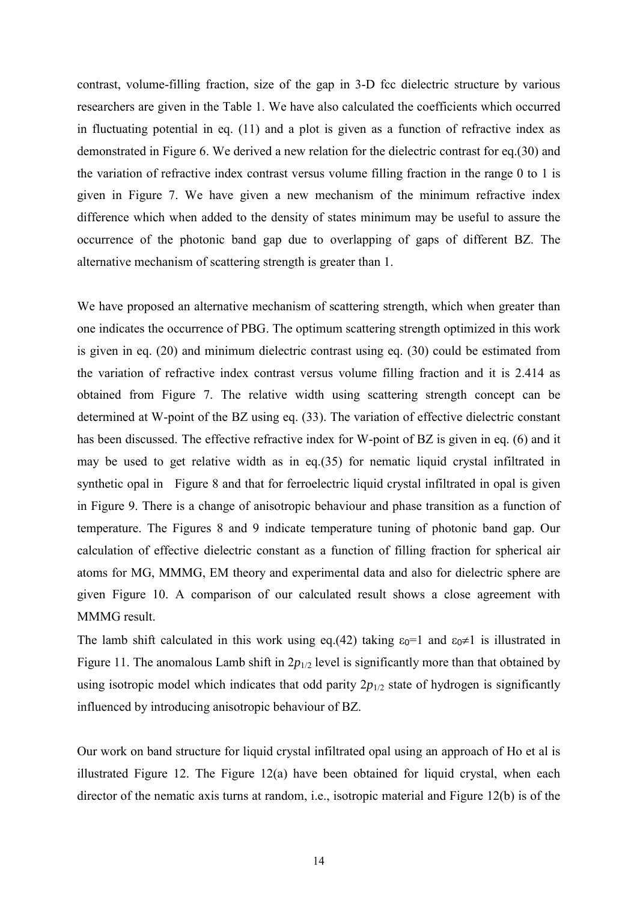contrast, volume-filling fraction, size of the gap in 3-D fcc dielectric structure by various researchers are given in the Table 1. We have also calculated the coefficients which occurred in fluctuating potential in eq. (11) and a plot is given as a function of refractive index as demonstrated in Figure 6. We derived a new relation for the dielectric contrast for eq.(30) and the variation of refractive index contrast versus volume filling fraction in the range 0 to 1 is given in Figure 7. We have given a new mechanism of the minimum refractive index difference which when added to the density of states minimum may be useful to assure the occurrence of the photonic band gap due to overlapping of gaps of different BZ. The alternative mechanism of scattering strength is greater than 1.

We have proposed an alternative mechanism of scattering strength, which when greater than one indicates the occurrence of PBG. The optimum scattering strength optimized in this work is given in eq. (20) and minimum dielectric contrast using eq. (30) could be estimated from the variation of refractive index contrast versus volume filling fraction and it is 2.414 as obtained from Figure 7. The relative width using scattering strength concept can be determined at W-point of the BZ using eq. (33). The variation of effective dielectric constant has been discussed. The effective refractive index for W-point of BZ is given in eq. (6) and it may be used to get relative width as in eq.(35) for nematic liquid crystal infiltrated in synthetic opal in Figure 8 and that for ferroelectric liquid crystal infiltrated in opal is given in Figure 9. There is a change of anisotropic behaviour and phase transition as a function of temperature. The Figures 8 and 9 indicate temperature tuning of photonic band gap. Our calculation of effective dielectric constant as a function of filling fraction for spherical air atoms for MG, MMMG, EM theory and experimental data and also for dielectric sphere are given Figure 10. A comparison of our calculated result shows a close agreement with MMMG result.

The lamb shift calculated in this work using eq.(42) taking $\varepsilon_0=1$ and $\varepsilon_0\neq 1$ is illustrated in Figure 11. The anomalous Lamb shift in $2p_{1/2}$ level is significantly more than that obtained by using isotropic model which indicates that odd parity $2p_{1/2}$ state of hydrogen is significantly influenced by introducing anisotropic behaviour of BZ.

Our work on band structure for liquid crystal infiltrated opal using an approach of Ho et al is illustrated Figure 12. The Figure 12(a) have been obtained for liquid crystal, when each director of the nematic axis turns at random, i.e., isotropic material and Figure 12(b) is of the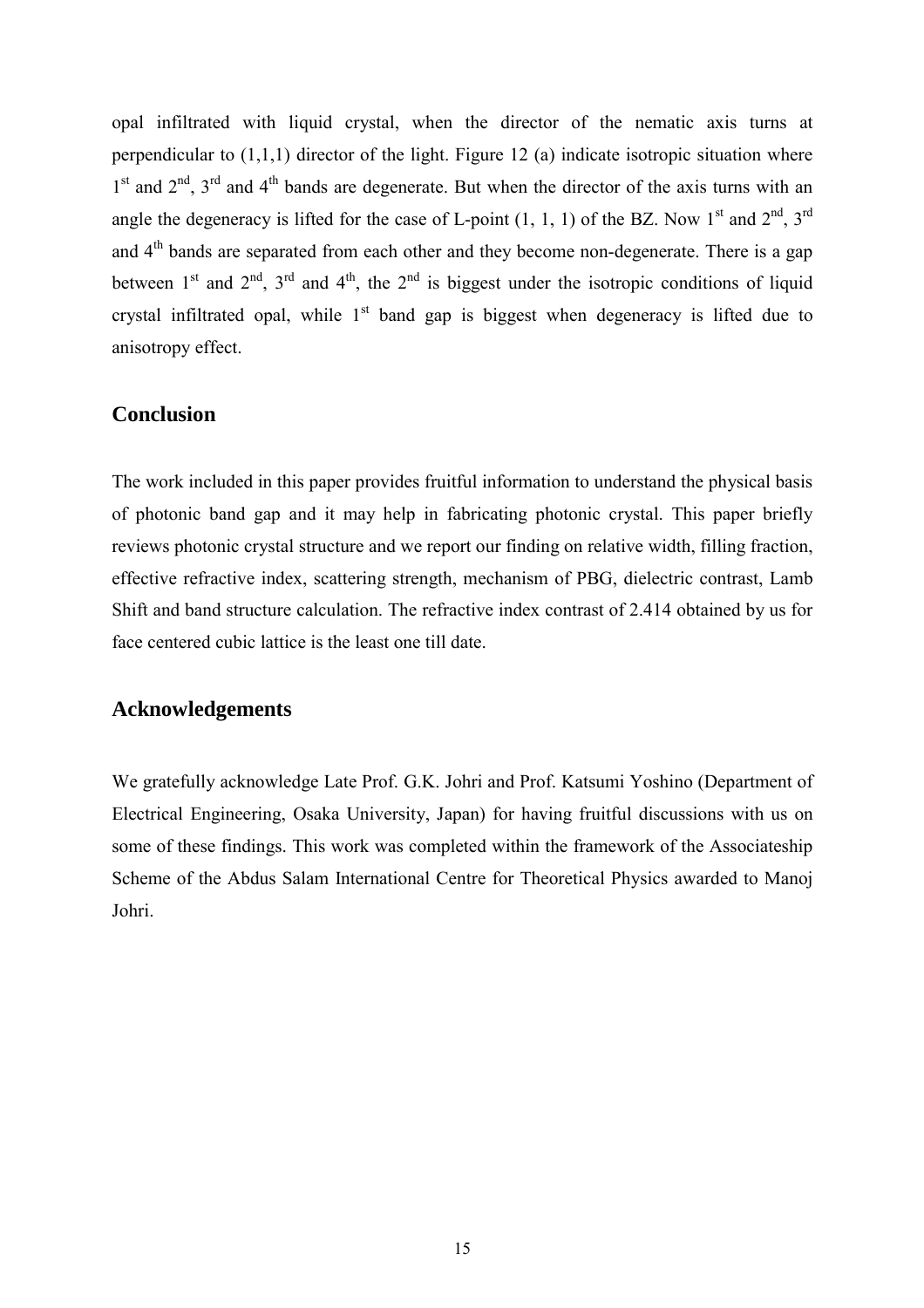opal infiltrated with liquid crystal, when the director of the nematic axis turns at perpendicular to (1,1,1) director of the light. Figure 12 (a) indicate isotropic situation where $1^{st}$ and $2^{nd}$, $3^{rd}$ and $4^{th}$ bands are degenerate. But when the director of the axis turns with an angle the degeneracy is lifted for the case of L-point (1, 1, 1) of the BZ. Now $1^{st}$ and $2^{nd}$, $3^{rd}$ and $4^{th}$ bands are separated from each other and they become non-degenerate. There is a gap between $1^{st}$ and $2^{nd}$, $3^{rd}$ and $4^{th}$, the $2^{nd}$ is biggest under the isotropic conditions of liquid crystal infiltrated opal, while $1^{st}$ band gap is biggest when degeneracy is lifted due to anisotropy effect.

## Conclusion

The work included in this paper provides fruitful information to understand the physical basis of photonic band gap and it may help in fabricating photonic crystal. This paper briefly reviews photonic crystal structure and we report our finding on relative width, filling fraction, effective refractive index, scattering strength, mechanism of PBG, dielectric contrast, Lamb Shift and band structure calculation. The refractive index contrast of 2.414 obtained by us for face centered cubic lattice is the least one till date.

## Acknowledgements

We gratefully acknowledge Late Prof. G.K. Johri and Prof. Katsumi Yoshino (Department of Electrical Engineering, Osaka University, Japan) for having fruitful discussions with us on some of these findings. This work was completed within the framework of the Associateship Scheme of the Abdus Salam International Centre for Theoretical Physics awarded to Manoj Johri.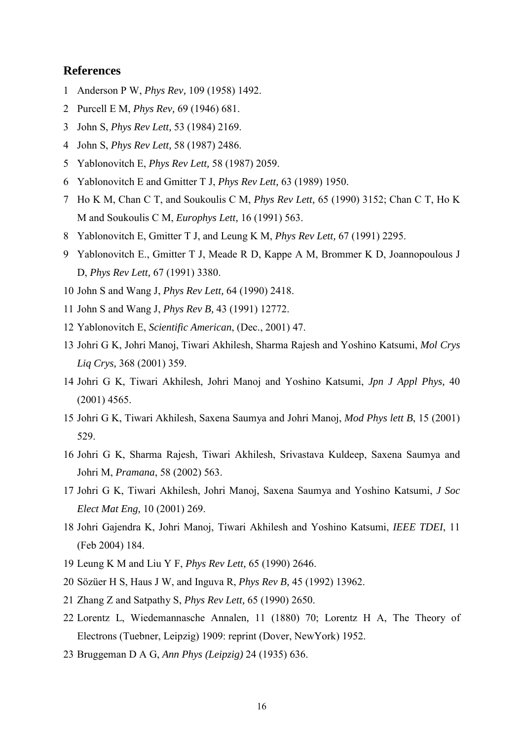## References

1. Anderson P W, *Phys Rev,* 109 (1958) 1492.
2. Purcell E M, *Phys Rev,* 69 (1946) 681.
3. John S, *Phys Rev Lett,* 53 (1984) 2169.
4. John S, *Phys Rev Lett,* 58 (1987) 2486.
5. Yablonovitch E, *Phys Rev Lett,* 58 (1987) 2059.
6. Yablonovitch E and Gmitter T J, *Phys Rev Lett,* 63 (1989) 1950.
7. Ho K M, Chan C T, and Soukoulis C M, *Phys Rev Lett,* 65 (1990) 3152; Chan C T, Ho K M and Soukoulis C M, *Europhys Lett,* 16 (1991) 563.
8. Yablonovitch E, Gmitter T J, and Leung K M, *Phys Rev Lett,* 67 (1991) 2295.
9. Yablonovitch E., Gmitter T J, Meade R D, Kappe A M, Brommer K D, Joannopoulous J D, *Phys Rev Lett,* 67 (1991) 3380.
10. John S and Wang J, *Phys Rev Lett,* 64 (1990) 2418.
11. John S and Wang J, *Phys Rev B,* 43 (1991) 12772.
12. Yablonovitch E, *Scientific American*, (Dec., 2001) 47.
13. Johri G K, Johri Manoj, Tiwari Akhilesh, Sharma Rajesh and Yoshino Katsumi, *Mol Crys Liq Crys,* 368 (2001) 359.
14. Johri G K, Tiwari Akhilesh, Johri Manoj and Yoshino Katsumi, *Jpn J Appl Phys,* 40 (2001) 4565.
15. Johri G K, Tiwari Akhilesh, Saxena Saumya and Johri Manoj, *Mod Phys lett B*, 15 (2001) 529.
16. Johri G K, Sharma Rajesh, Tiwari Akhilesh, Srivastava Kuldeep, Saxena Saumya and Johri M, *Pramana*, 58 (2002) 563.
17. Johri G K, Tiwari Akhilesh, Johri Manoj, Saxena Saumya and Yoshino Katsumi, *J Soc Elect Mat Eng,* 10 (2001) 269.
18. Johri Gajendra K, Johri Manoj, Tiwari Akhilesh and Yoshino Katsumi, *IEEE TDEI*, 11 (Feb 2004) 184.
19. Leung K M and Liu Y F, *Phys Rev Lett,* 65 (1990) 2646.
20. Sözüer H S, Haus J W, and Inguva R, *Phys Rev B,* 45 (1992) 13962.
21. Zhang Z and Satpathy S, *Phys Rev Lett,* 65 (1990) 2650.
22. Lorentz L, Wiedemannasche Annalen, 11 (1880) 70; Lorentz H A, The Theory of Electrons (Tuebner, Leipzig) 1909: reprint (Dover, NewYork) 1952.
23. Bruggeman D A G, *Ann Phys (Leipzig)* 24 (1935) 636.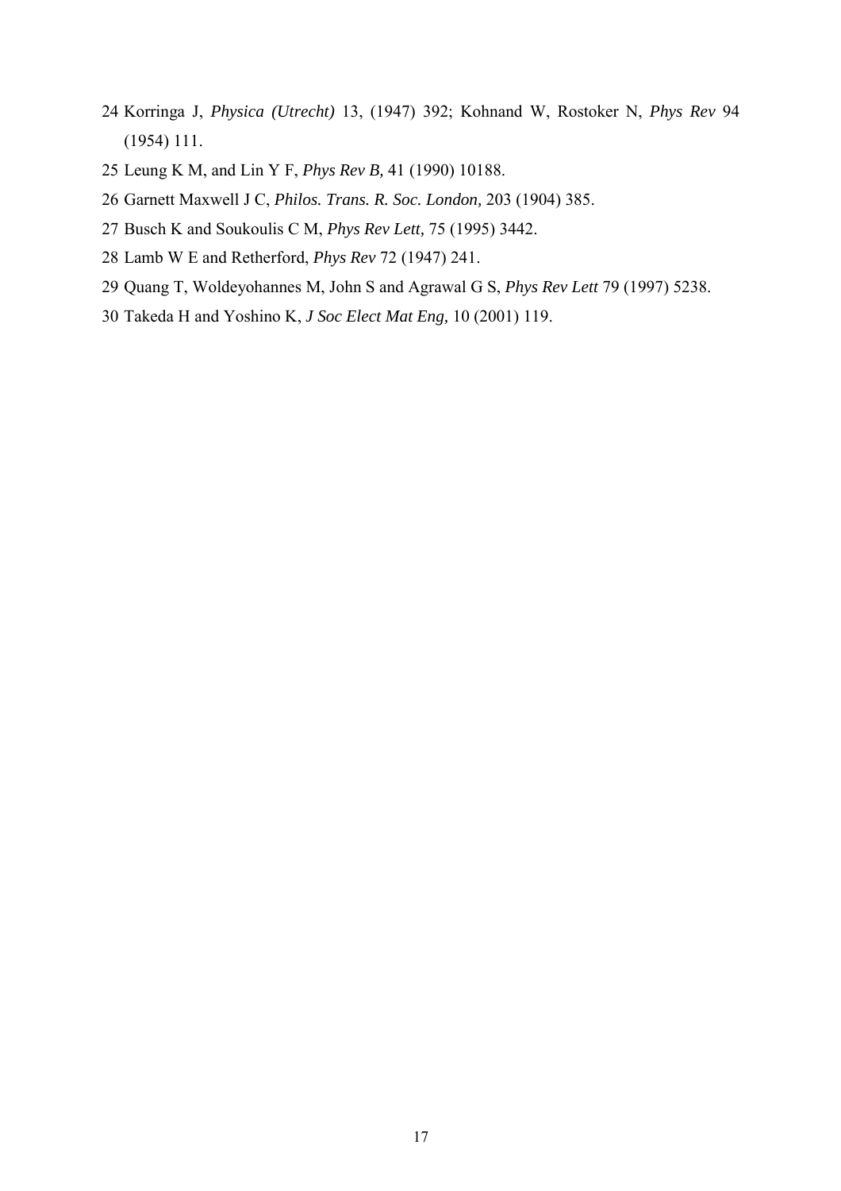24 Korringa J, *Physica (Utrecht)* 13, (1947) 392; Kohnand W, Rostoker N, *Phys Rev* 94 (1954) 111.

25 Leung K M, and Lin Y F, *Phys Rev B,* 41 (1990) 10188.

26 Garnett Maxwell J C, *Philos. Trans. R. Soc. London,* 203 (1904) 385.

27 Busch K and Soukoulis C M, *Phys Rev Lett,* 75 (1995) 3442.

28 Lamb W E and Retherford, *Phys Rev* 72 (1947) 241.

29 Quang T, Woldeyohannes M, John S and Agrawal G S, *Phys Rev Lett* 79 (1997) 5238.

30 Takeda H and Yoshino K, *J Soc Elect Mat Eng,* 10 (2001) 119.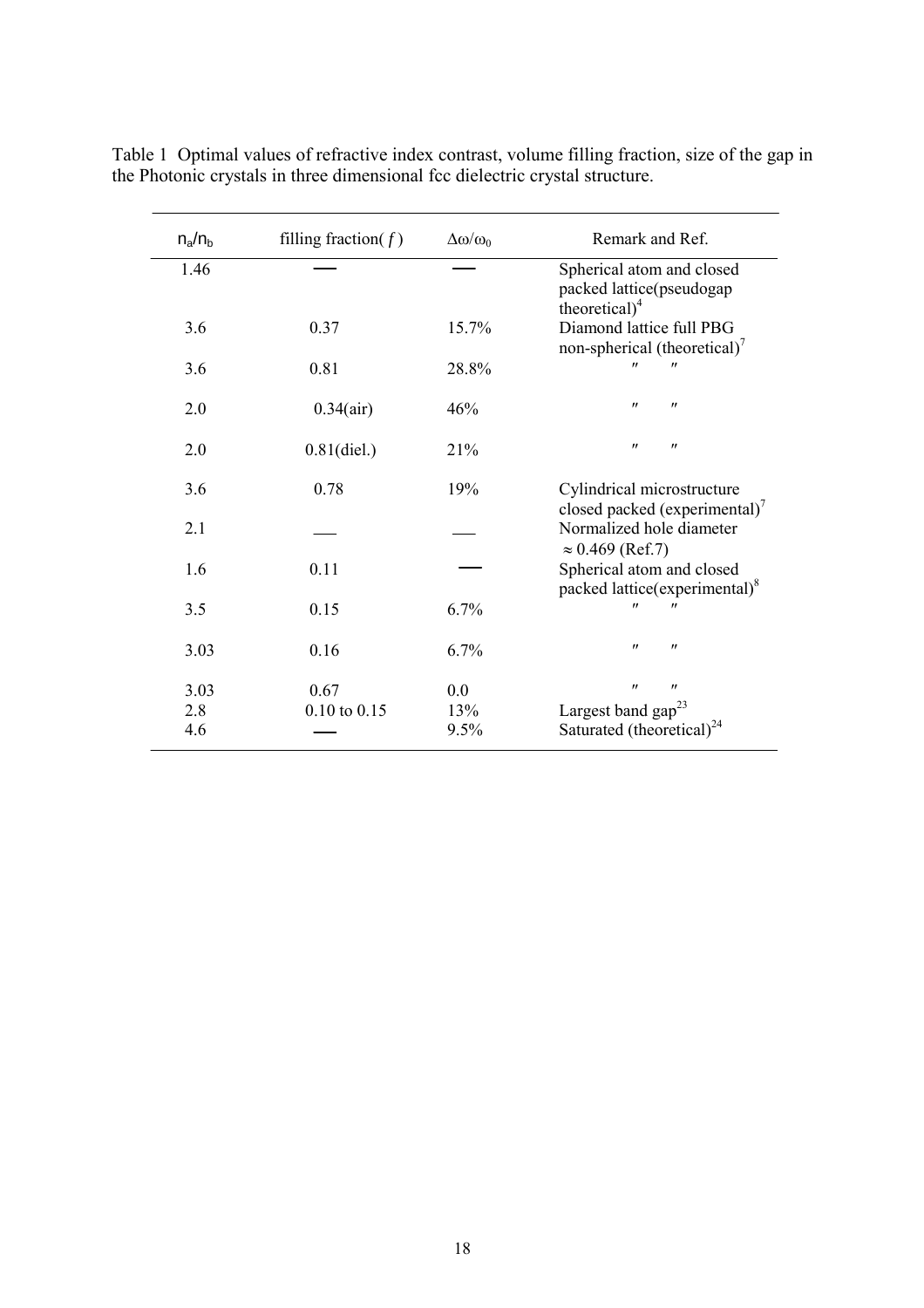Table 1 Optimal values of refractive index contrast, volume filling fraction, size of the gap in the Photonic crystals in three dimensional fcc dielectric crystal structure.

| $n_a/n_b$ | filling fraction( $f$ ) | $\Delta\omega/\omega_0$ | Remark and Ref. |
|---|---|---|---|
| 1.46 | — | — | Spherical atom and closed packed lattice(pseudogap theoretical)[4] |
| 3.6 | 0.37 | 15.7% | Diamond lattice full PBG non-spherical (theoretical)[7] |
| 3.6 | 0.81 | 28.8% | ″ ″ |
| 2.0 | 0.34(air) | 46% | ″ ″ |
| 2.0 | 0.81(diel.) | 21% | ″ ″ |
| 3.6 | 0.78 | 19% | Cylindrical microstructure closed packed (experimental)[7] |
| 2.1 | — | — | Normalized hole diameter $\approx 0.469$ (Ref.7) |
| 1.6 | 0.11 | — | Spherical atom and closed packed lattice(experimental)[8] |
| 3.5 | 0.15 | 6.7% | ″ ″ |
| 3.03 | 0.16 | 6.7% | ″ ″ |
| 3.03 | 0.67 | 0.0 | ″ ″ |
| 2.8 | 0.10 to 0.15 | 13% | Largest band gap[23] |
| 4.6 | — | 9.5% | Saturated (theoretical)[24] |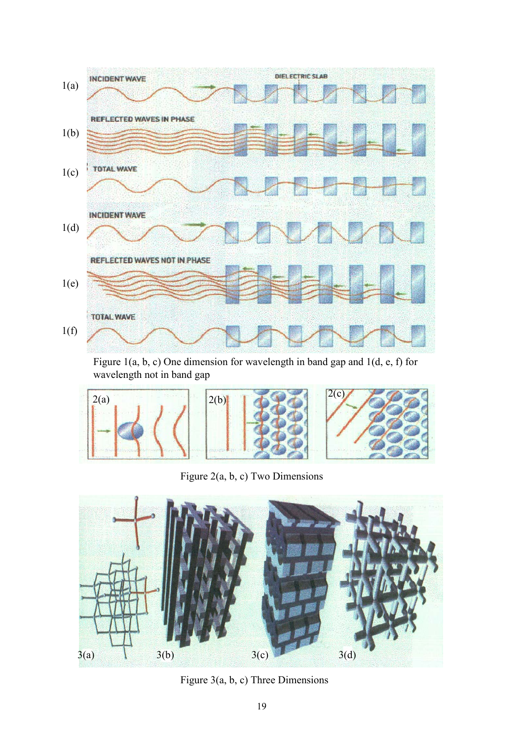Figure 1(a, b, c) One dimension for wavelength in band gap and 1(d, e, f) for wavelength not in band gap

Figure 2(a, b, c) Two Dimensions

Figure 3(a, b, c) Three Dimensions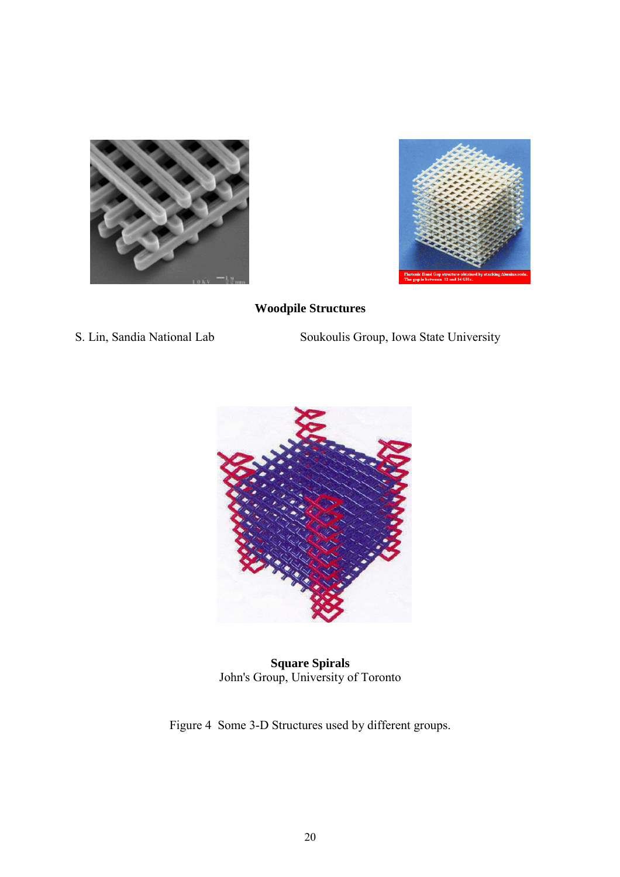**Woodpile Structures**

S. Lin, Sandia National Lab

Soukoulis Group, Iowa State University

**Square Spirals**
John's Group, University of Toronto

Figure 4 Some 3-D Structures used by different groups.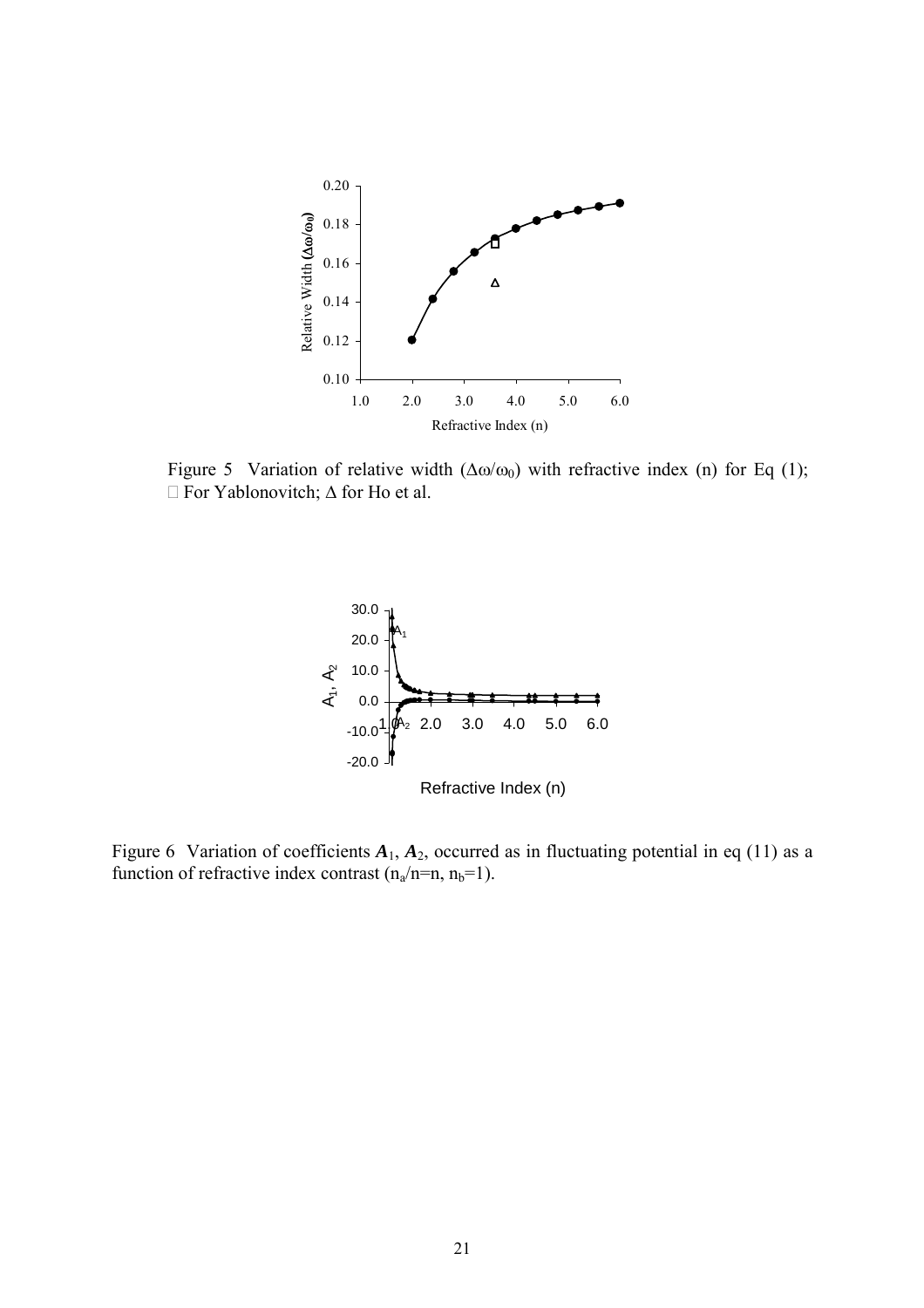Figure 5 Variation of relative width ($\Delta\omega/\omega_0$) with refractive index (n) for Eq (1); □ For Yablonovitch; Δ for Ho et al.

Figure 6 Variation of coefficients $\boldsymbol{A}_1$, $\boldsymbol{A}_2$, occurred as in fluctuating potential in eq (11) as a function of refractive index contrast ($n_a/n=n$, $n_b=1$).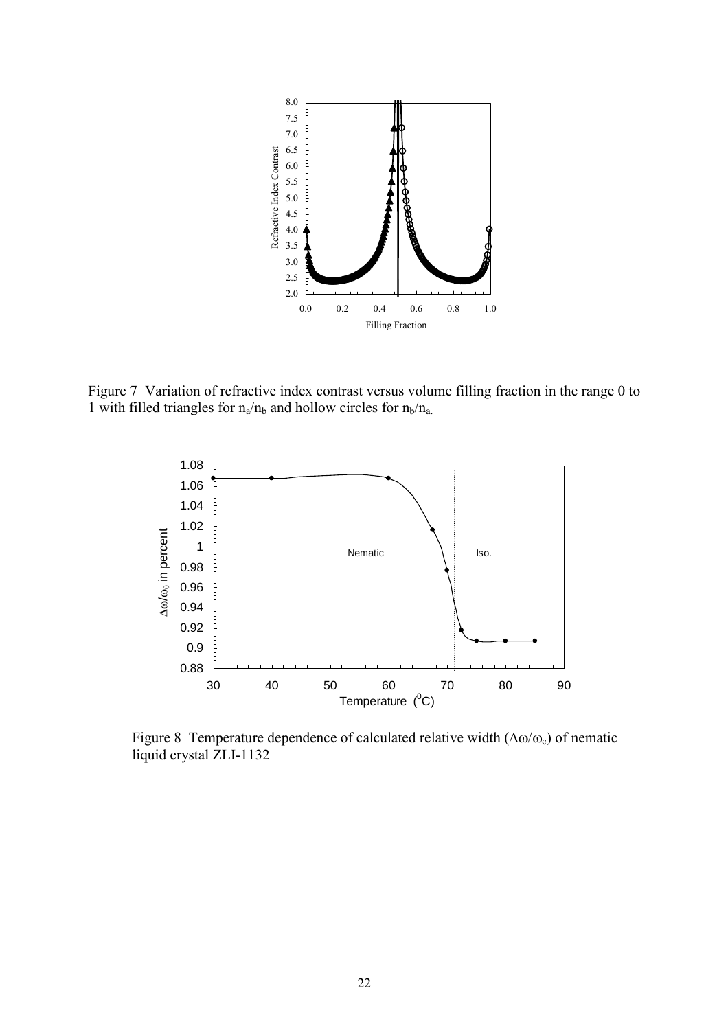Figure 7 Variation of refractive index contrast versus volume filling fraction in the range 0 to 1 with filled triangles for $n_a/n_b$ and hollow circles for $n_b/n_a$.

Figure 8 Temperature dependence of calculated relative width ($\Delta\omega/\omega_c$) of nematic liquid crystal ZLI-1132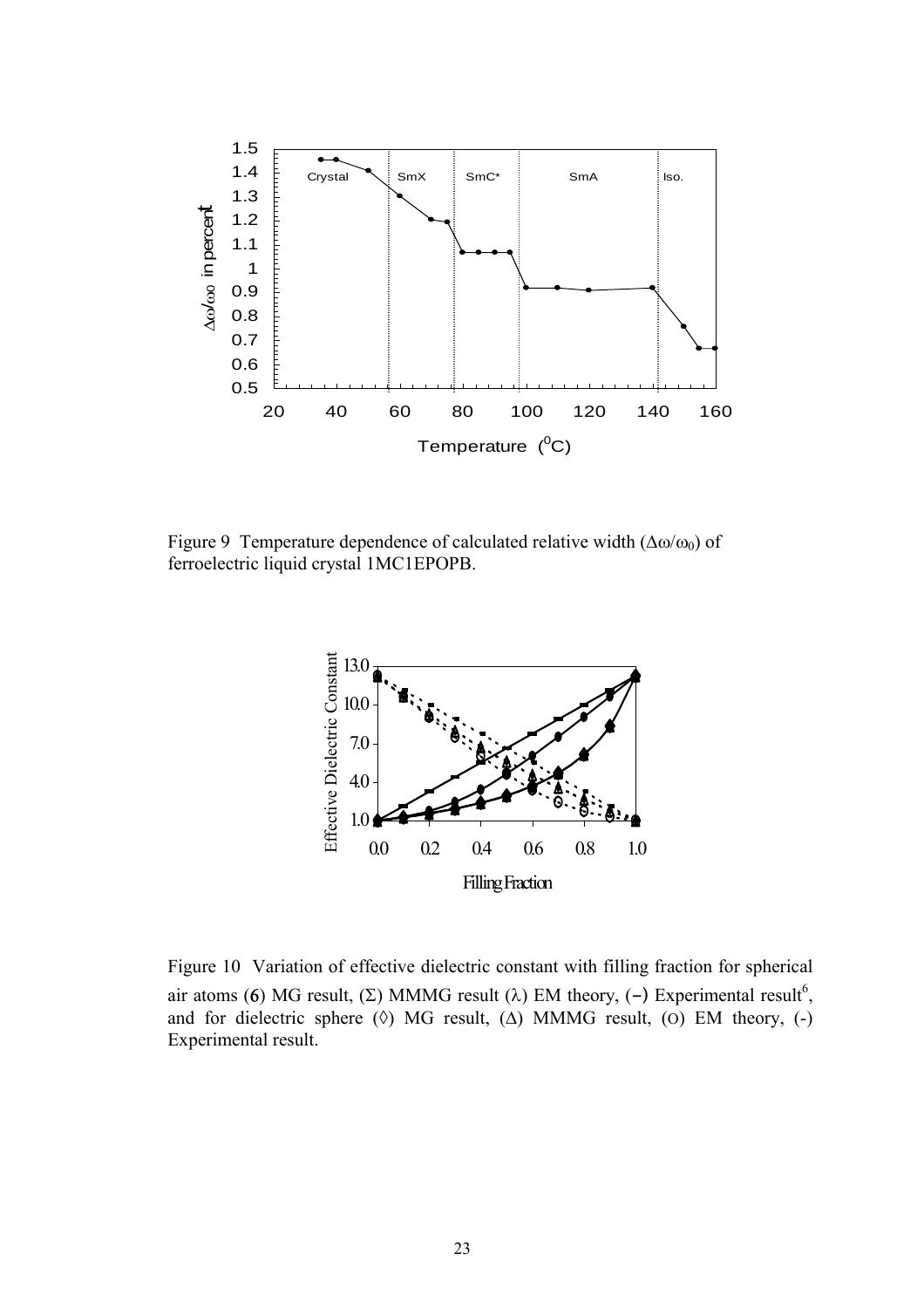Figure 9 Temperature dependence of calculated relative width ($\Delta\omega/\omega_0$) of ferroelectric liquid crystal 1MC1EPOPB.

Figure 10 Variation of effective dielectric constant with filling fraction for spherical air atoms (6) MG result, (Σ) MMMG result (λ) EM theory, (−) Experimental result[6], and for dielectric sphere (◊) MG result, (Δ) MMMG result, (O) EM theory, (-) Experimental result.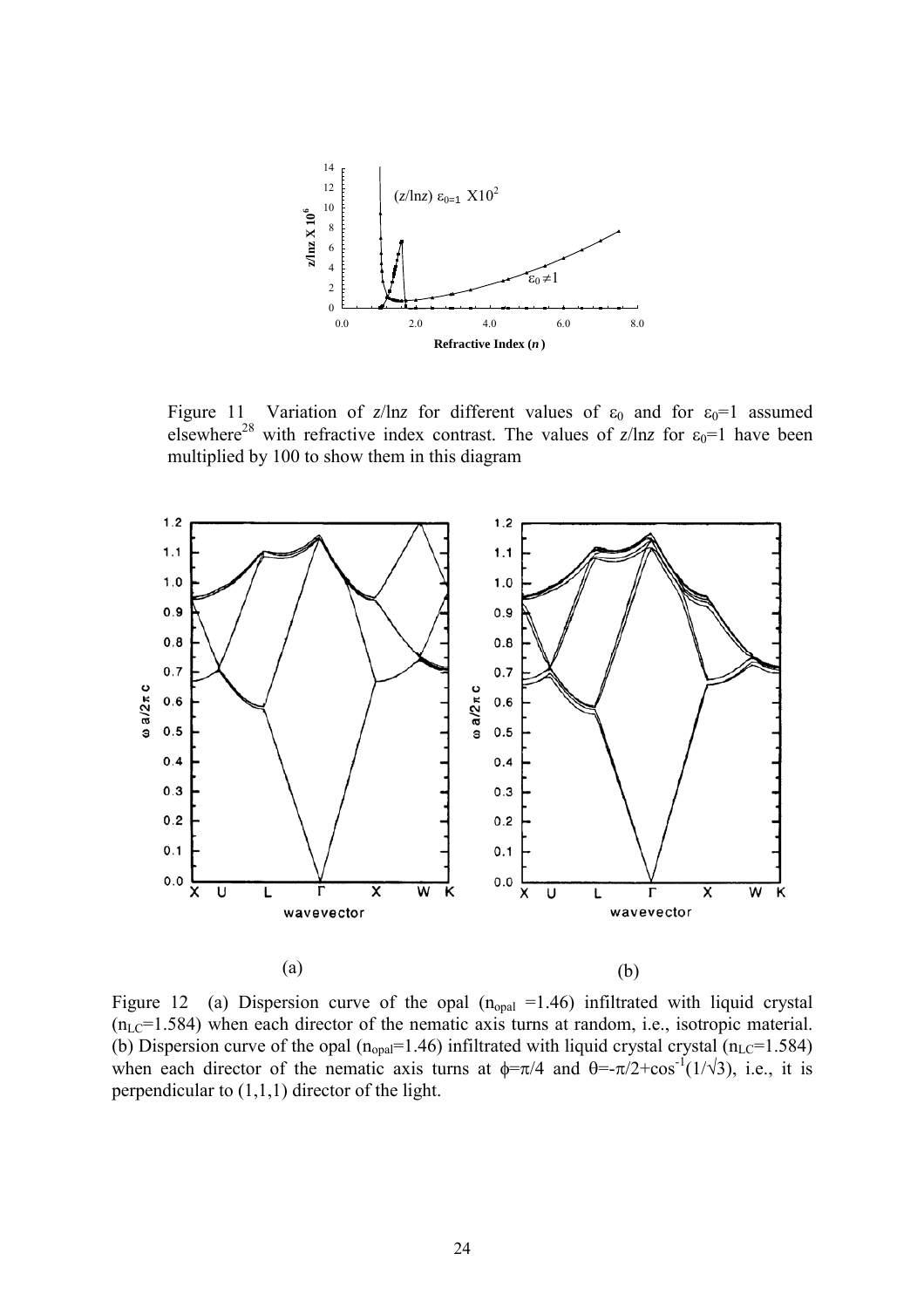14
12
10
8
6
4
2
0

z/lnz X 10$^6$

$(z/\ln z)\ \varepsilon_{0=1}$ X10$^2$

$\varepsilon_0 \neq 1$

0.0
2.0
4.0
6.0
8.0

Refractive Index ($n$)

Figure 11 Variation of $z/\ln z$ for different values of $\varepsilon_0$ and for $\varepsilon_0=1$ assumed elsewhere[28] with refractive index contrast. The values of $z/\ln z$ for $\varepsilon_0=1$ have been multiplied by 100 to show them in this diagram

1.2
1.1
1.0
0.9
0.8
0.7
0.6
0.5
0.4
0.3
0.2
0.1
0.0

ω a/2π c

X U L Γ X W K

wavevector

(a)

1.2
1.1
1.0
0.9
0.8
0.7
0.6
0.5
0.4
0.3
0.2
0.1
0.0

ω a/2π c

X U L Γ X W K

wavevector

(b)

Figure 12 (a) Dispersion curve of the opal ($n_{opal}$ =1.46) infiltrated with liquid crystal ($n_{LC}$=1.584) when each director of the nematic axis turns at random, i.e., isotropic material. (b) Dispersion curve of the opal ($n_{opal}$=1.46) infiltrated with liquid crystal crystal ($n_{LC}$=1.584) when each director of the nematic axis turns at $\phi=\pi/4$ and $\theta=-\pi/2+\cos^{-1}(1/\sqrt{3})$, i.e., it is perpendicular to (1,1,1) director of the light.